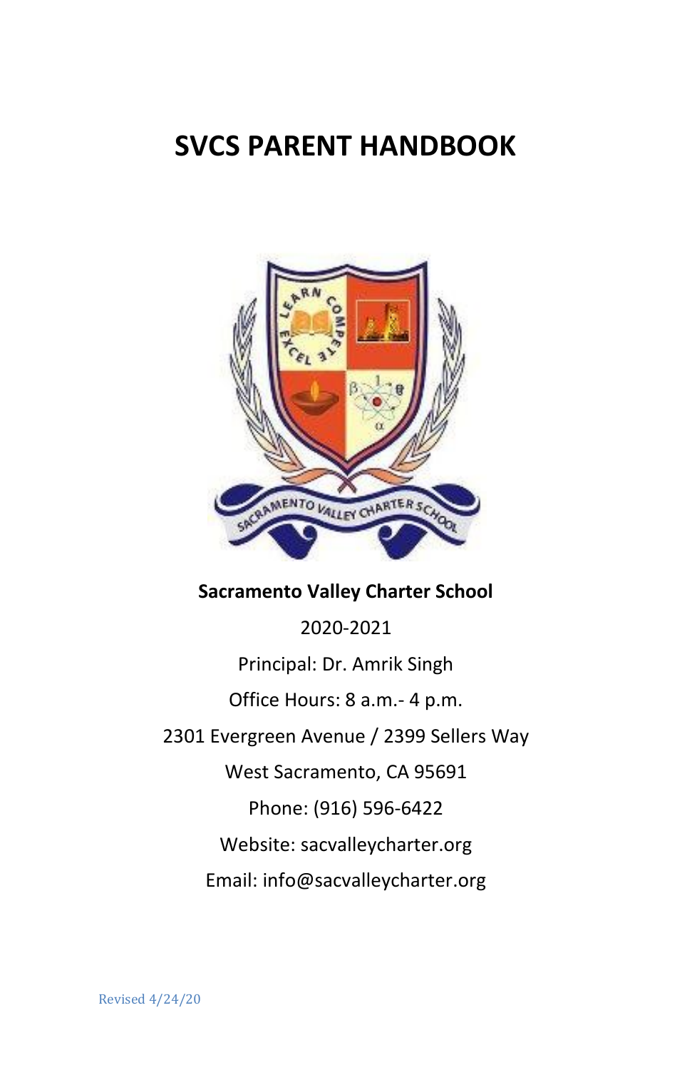# SVCS PARENT HANDBOOK

**Sacramento Valley Charter School**

2020-2021

Principal: Dr. Amrik Singh

Office Hours: 8 a.m.- 4 p.m.

2301 Evergreen Avenue / 2399 Sellers Way

West Sacramento, CA 95691

Phone: (916) 596-6422

Website: sacvalleycharter.org

Email: info@sacvalleycharter.org

Revised 4/24/20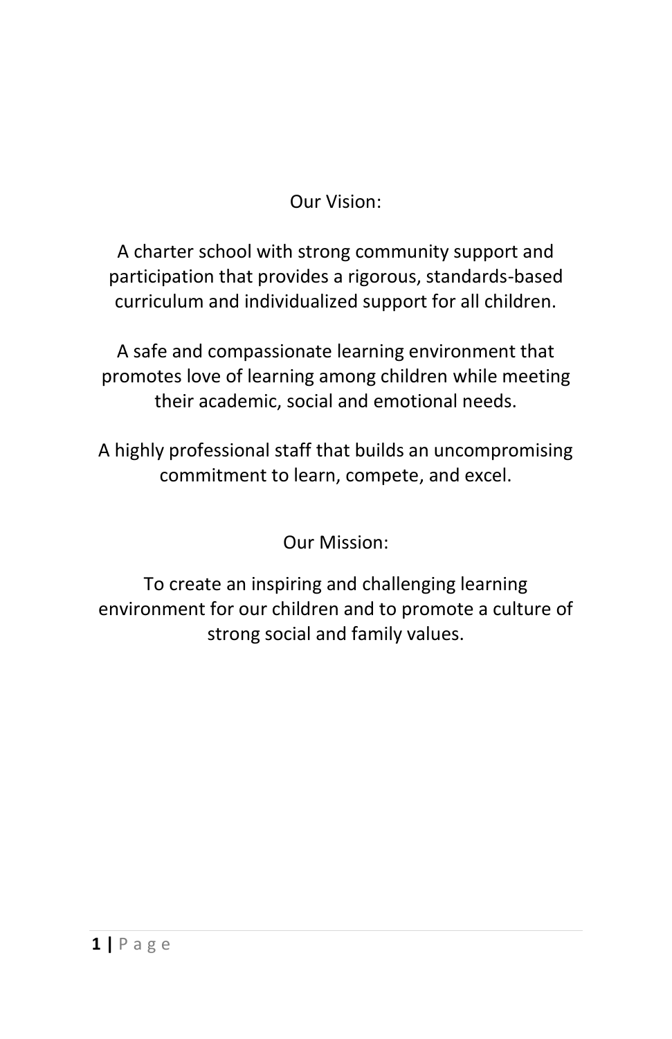## Our Vision:

A charter school with strong community support and participation that provides a rigorous, standards-based curriculum and individualized support for all children.

A safe and compassionate learning environment that promotes love of learning among children while meeting their academic, social and emotional needs.

A highly professional staff that builds an uncompromising commitment to learn, compete, and excel.

## Our Mission:

To create an inspiring and challenging learning environment for our children and to promote a culture of strong social and family values.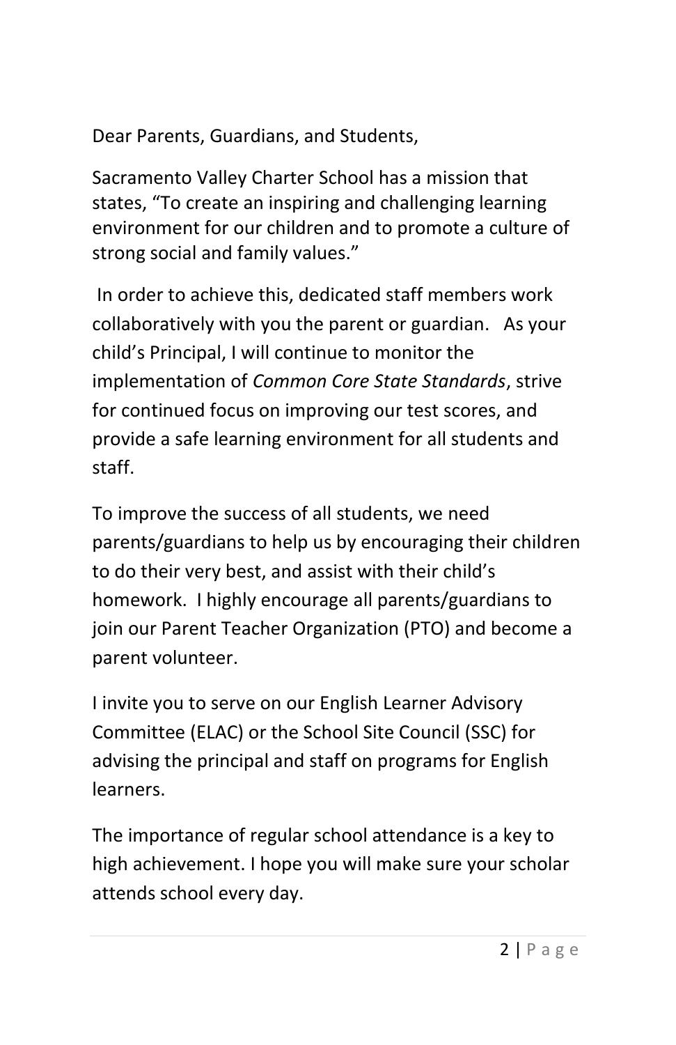Dear Parents, Guardians, and Students,

Sacramento Valley Charter School has a mission that states, "To create an inspiring and challenging learning environment for our children and to promote a culture of strong social and family values."

In order to achieve this, dedicated staff members work collaboratively with you the parent or guardian. As your child's Principal, I will continue to monitor the implementation of *Common Core State Standards*, strive for continued focus on improving our test scores, and provide a safe learning environment for all students and staff.

To improve the success of all students, we need parents/guardians to help us by encouraging their children to do their very best, and assist with their child's homework. I highly encourage all parents/guardians to join our Parent Teacher Organization (PTO) and become a parent volunteer.

I invite you to serve on our English Learner Advisory Committee (ELAC) or the School Site Council (SSC) for advising the principal and staff on programs for English learners.

The importance of regular school attendance is a key to high achievement. I hope you will make sure your scholar attends school every day.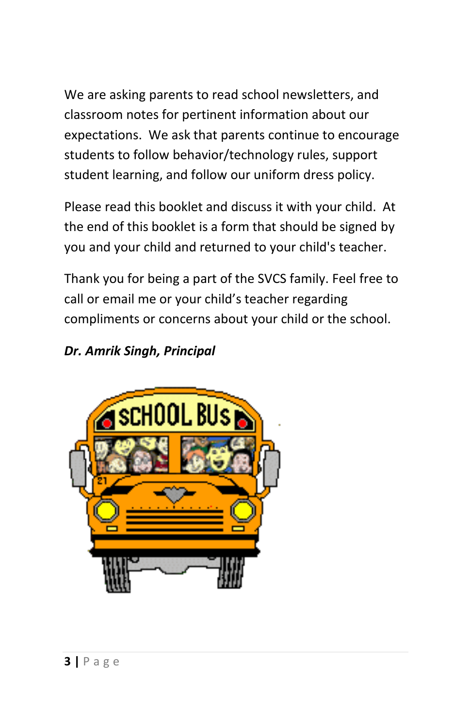We are asking parents to read school newsletters, and classroom notes for pertinent information about our expectations. We ask that parents continue to encourage students to follow behavior/technology rules, support student learning, and follow our uniform dress policy.

Please read this booklet and discuss it with your child. At the end of this booklet is a form that should be signed by you and your child and returned to your child's teacher.

Thank you for being a part of the SVCS family. Feel free to call or email me or your child's teacher regarding compliments or concerns about your child or the school.

***Dr. Amrik Singh, Principal***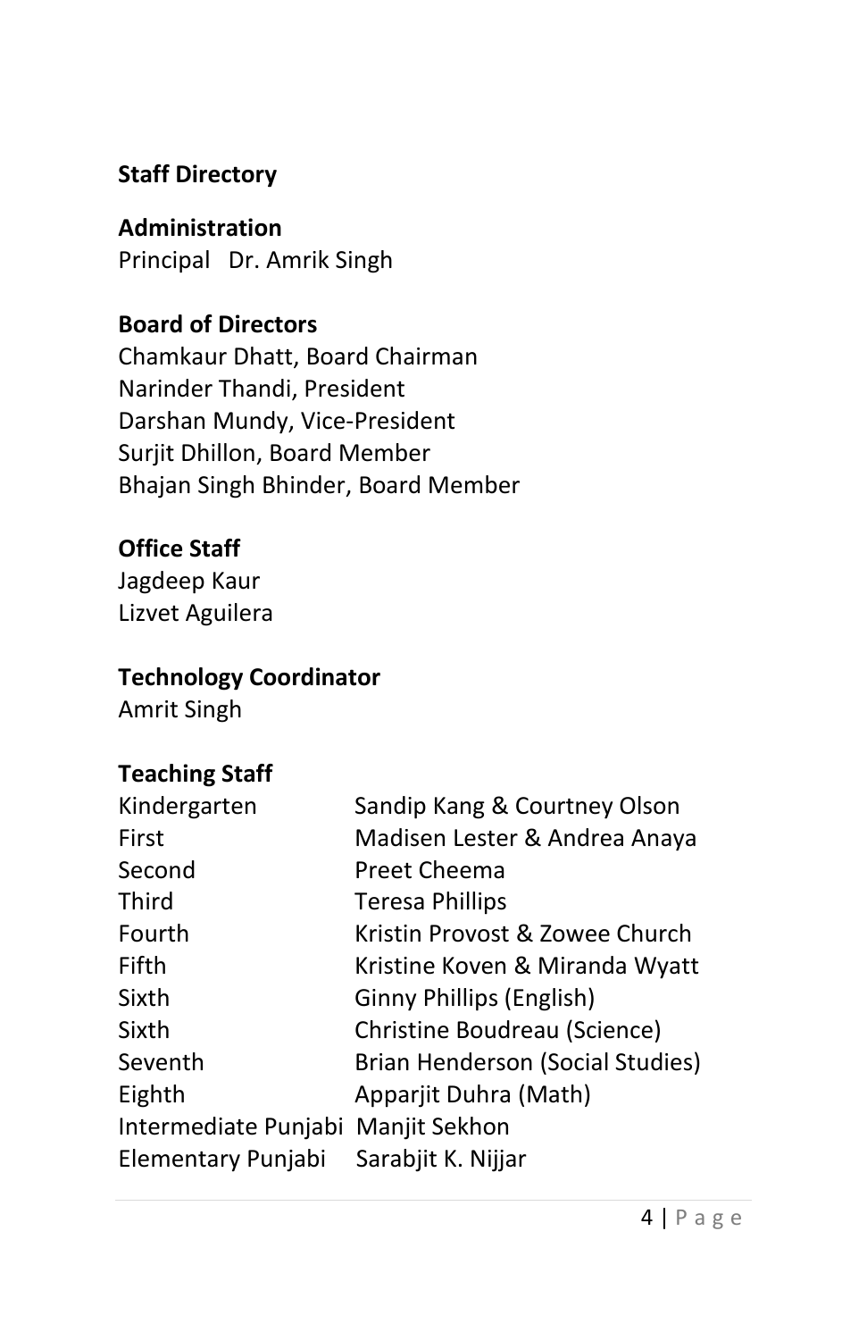## Staff Directory

### Administration

Principal   Dr. Amrik Singh

### Board of Directors

Chamkaur Dhatt, Board Chairman
Narinder Thandi, President
Darshan Mundy, Vice-President
Surjit Dhillon, Board Member
Bhajan Singh Bhinder, Board Member

### Office Staff

Jagdeep Kaur
Lizvet Aguilera

### Technology Coordinator

Amrit Singh

### Teaching Staff

| | |
|---|---|
| Kindergarten | Sandip Kang & Courtney Olson |
| First | Madisen Lester & Andrea Anaya |
| Second | Preet Cheema |
| Third | Teresa Phillips |
| Fourth | Kristin Provost & Zowee Church |
| Fifth | Kristine Koven & Miranda Wyatt |
| Sixth | Ginny Phillips (English) |
| Sixth | Christine Boudreau (Science) |
| Seventh | Brian Henderson (Social Studies) |
| Eighth | Apparjit Duhra (Math) |
| Intermediate Punjabi | Manjit Sekhon |
| Elementary Punjabi | Sarabjit K. Nijjar |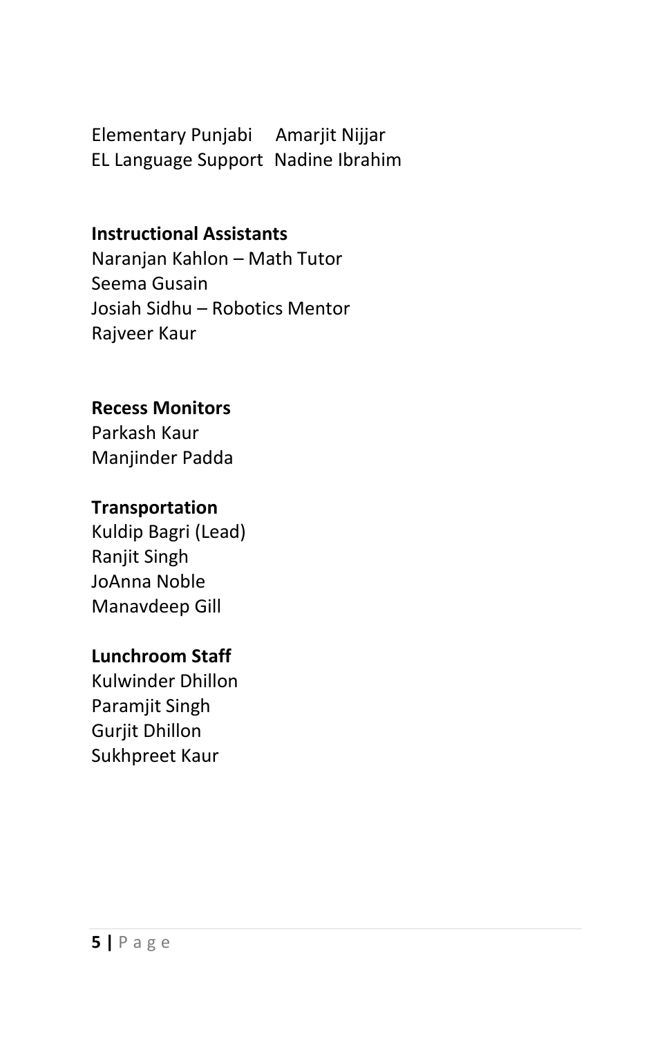| | |
|---|---|
| Elementary Punjabi | Amarjit Nijjar |
| EL Language Support | Nadine Ibrahim |

**Instructional Assistants**

Naranjan Kahlon – Math Tutor
Seema Gusain
Josiah Sidhu – Robotics Mentor
Rajveer Kaur

**Recess Monitors**

Parkash Kaur
Manjinder Padda

**Transportation**

Kuldip Bagri (Lead)
Ranjit Singh
JoAnna Noble
Manavdeep Gill

**Lunchroom Staff**

Kulwinder Dhillon
Paramjit Singh
Gurjit Dhillon
Sukhpreet Kaur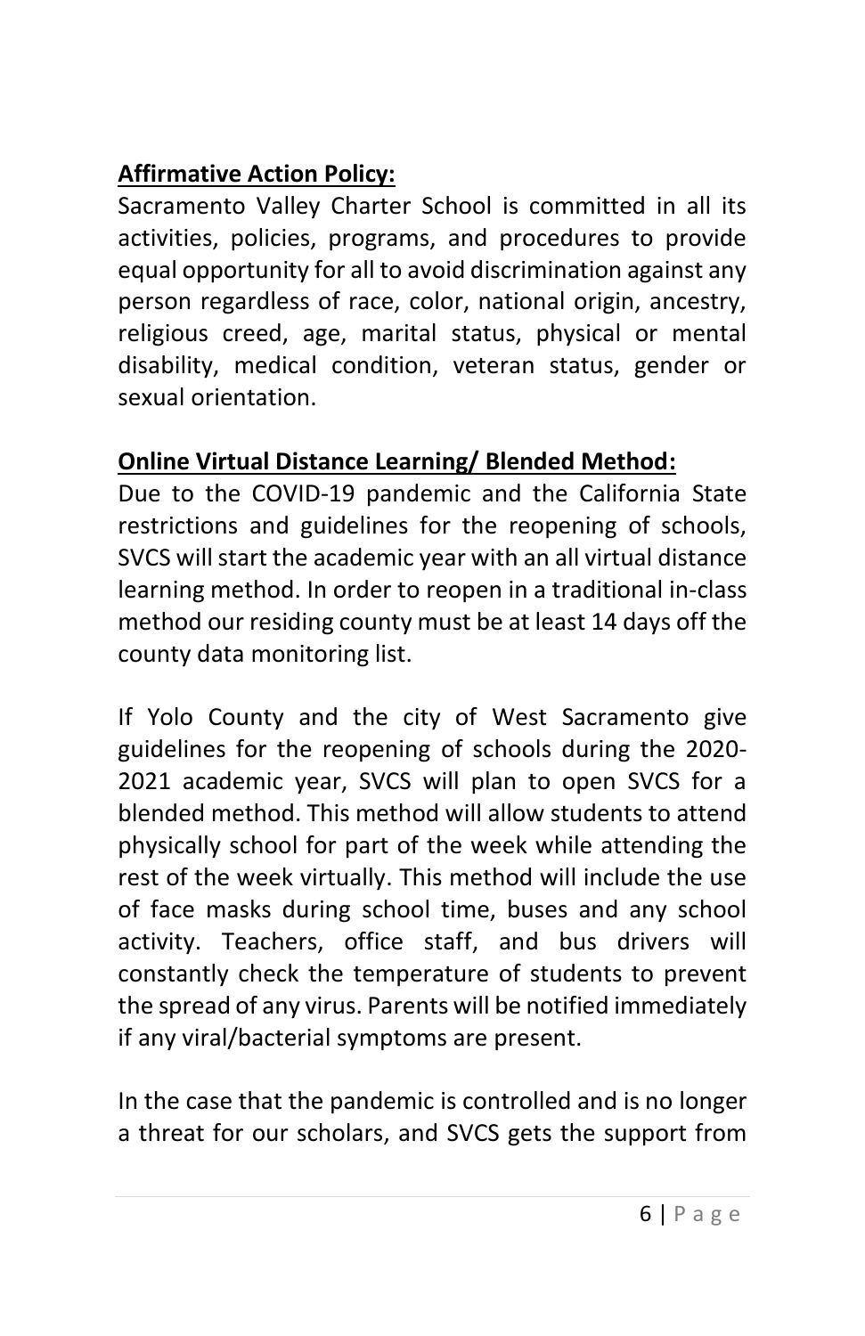**Affirmative Action Policy:**

Sacramento Valley Charter School is committed in all its activities, policies, programs, and procedures to provide equal opportunity for all to avoid discrimination against any person regardless of race, color, national origin, ancestry, religious creed, age, marital status, physical or mental disability, medical condition, veteran status, gender or sexual orientation.

**Online Virtual Distance Learning/ Blended Method:**

Due to the COVID-19 pandemic and the California State restrictions and guidelines for the reopening of schools, SVCS will start the academic year with an all virtual distance learning method. In order to reopen in a traditional in-class method our residing county must be at least 14 days off the county data monitoring list.

If Yolo County and the city of West Sacramento give guidelines for the reopening of schools during the 2020-2021 academic year, SVCS will plan to open SVCS for a blended method. This method will allow students to attend physically school for part of the week while attending the rest of the week virtually. This method will include the use of face masks during school time, buses and any school activity. Teachers, office staff, and bus drivers will constantly check the temperature of students to prevent the spread of any virus. Parents will be notified immediately if any viral/bacterial symptoms are present.

In the case that the pandemic is controlled and is no longer a threat for our scholars, and SVCS gets the support from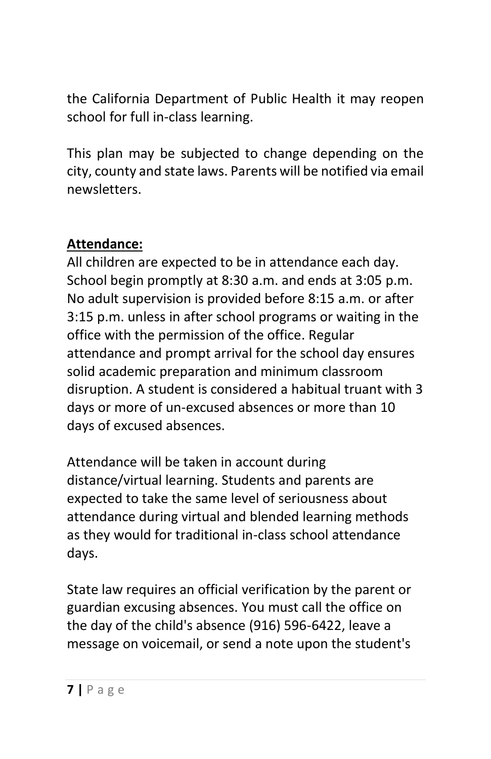the California Department of Public Health it may reopen school for full in-class learning.

This plan may be subjected to change depending on the city, county and state laws. Parents will be notified via email newsletters.

**Attendance:**

All children are expected to be in attendance each day. School begin promptly at 8:30 a.m. and ends at 3:05 p.m. No adult supervision is provided before 8:15 a.m. or after 3:15 p.m. unless in after school programs or waiting in the office with the permission of the office. Regular attendance and prompt arrival for the school day ensures solid academic preparation and minimum classroom disruption. A student is considered a habitual truant with 3 days or more of un-excused absences or more than 10 days of excused absences.

Attendance will be taken in account during distance/virtual learning. Students and parents are expected to take the same level of seriousness about attendance during virtual and blended learning methods as they would for traditional in-class school attendance days.

State law requires an official verification by the parent or guardian excusing absences. You must call the office on the day of the child's absence (916) 596-6422, leave a message on voicemail, or send a note upon the student's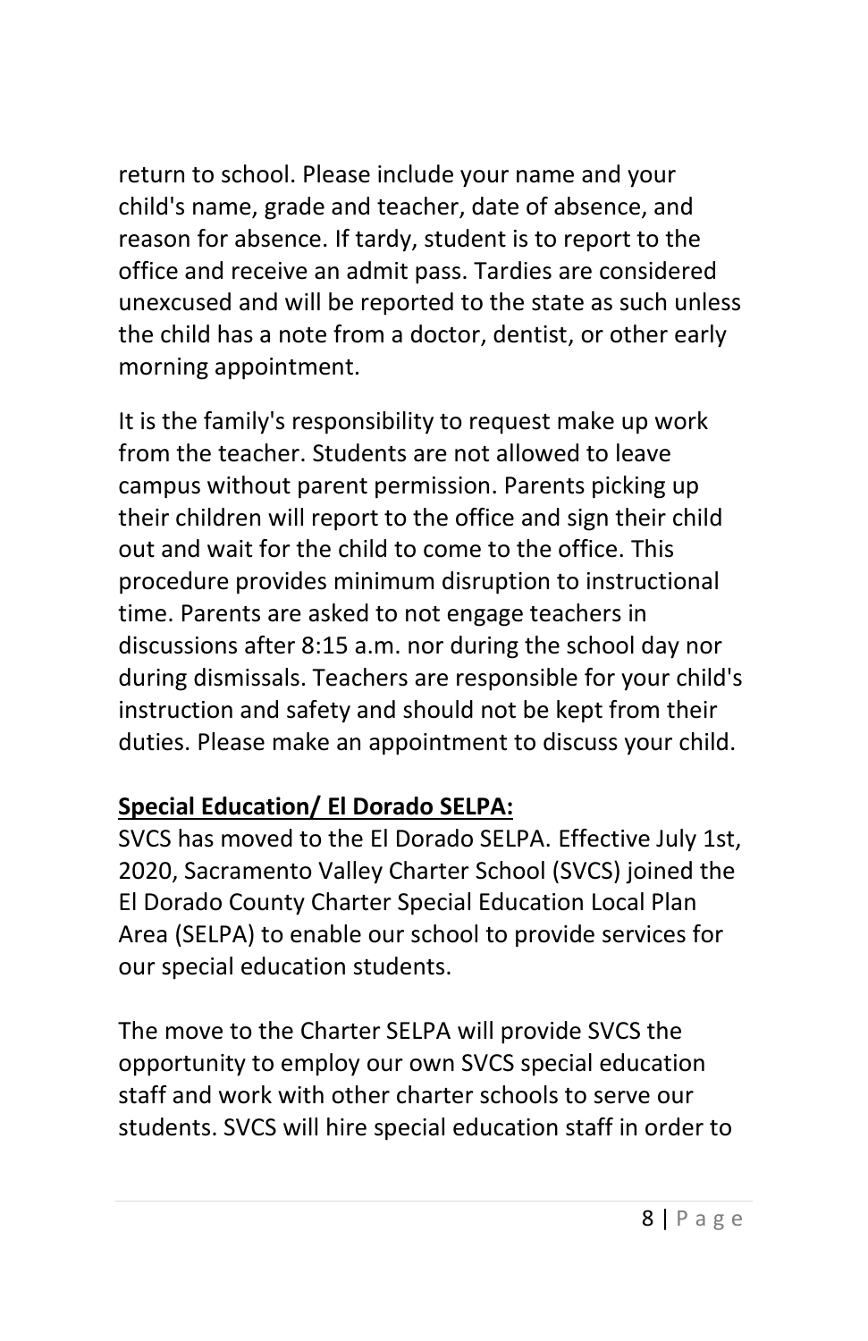return to school. Please include your name and your child's name, grade and teacher, date of absence, and reason for absence. If tardy, student is to report to the office and receive an admit pass. Tardies are considered unexcused and will be reported to the state as such unless the child has a note from a doctor, dentist, or other early morning appointment.

It is the family's responsibility to request make up work from the teacher. Students are not allowed to leave campus without parent permission. Parents picking up their children will report to the office and sign their child out and wait for the child to come to the office. This procedure provides minimum disruption to instructional time. Parents are asked to not engage teachers in discussions after 8:15 a.m. nor during the school day nor during dismissals. Teachers are responsible for your child's instruction and safety and should not be kept from their duties. Please make an appointment to discuss your child.

**Special Education/ El Dorado SELPA:**

SVCS has moved to the El Dorado SELPA. Effective July 1st, 2020, Sacramento Valley Charter School (SVCS) joined the El Dorado County Charter Special Education Local Plan Area (SELPA) to enable our school to provide services for our special education students.

The move to the Charter SELPA will provide SVCS the opportunity to employ our own SVCS special education staff and work with other charter schools to serve our students. SVCS will hire special education staff in order to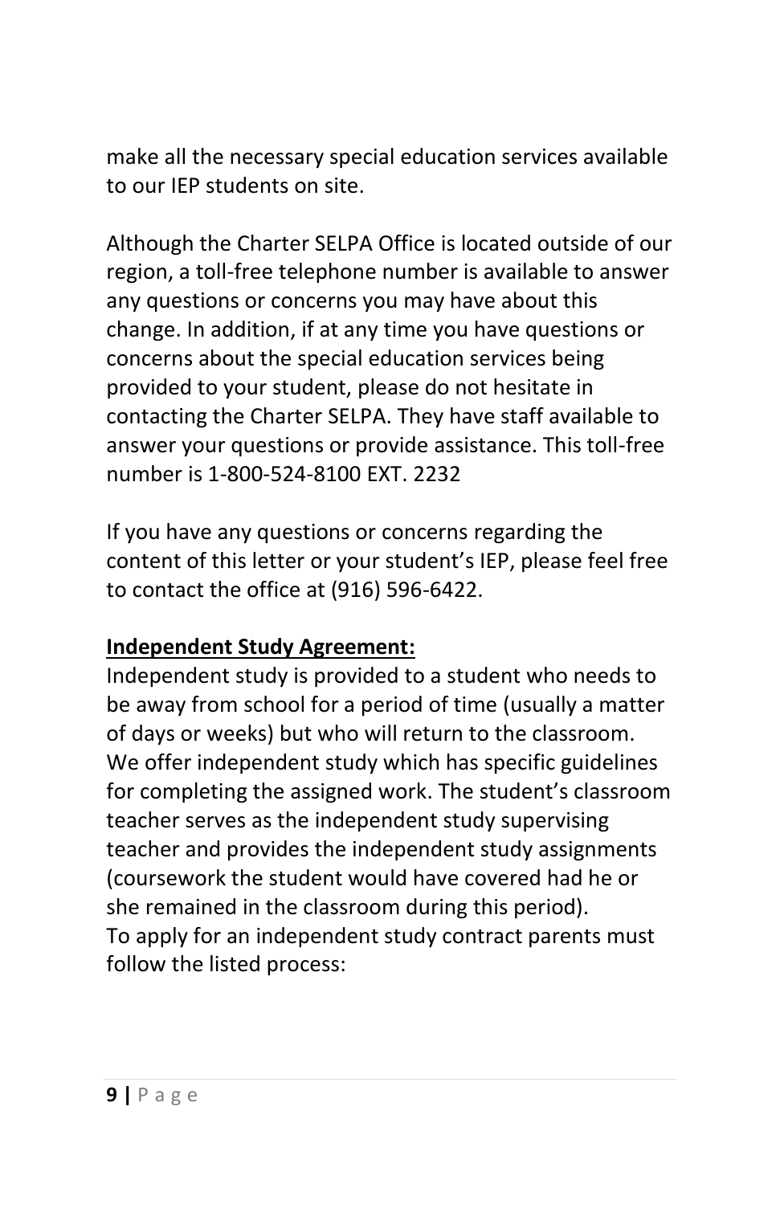make all the necessary special education services available to our IEP students on site.

Although the Charter SELPA Office is located outside of our region, a toll-free telephone number is available to answer any questions or concerns you may have about this change. In addition, if at any time you have questions or concerns about the special education services being provided to your student, please do not hesitate in contacting the Charter SELPA. They have staff available to answer your questions or provide assistance. This toll-free number is 1-800-524-8100 EXT. 2232

If you have any questions or concerns regarding the content of this letter or your student's IEP, please feel free to contact the office at (916) 596-6422.

**<u>Independent Study Agreement:</u>**
Independent study is provided to a student who needs to be away from school for a period of time (usually a matter of days or weeks) but who will return to the classroom. We offer independent study which has specific guidelines for completing the assigned work. The student's classroom teacher serves as the independent study supervising teacher and provides the independent study assignments (coursework the student would have covered had he or she remained in the classroom during this period).
To apply for an independent study contract parents must follow the listed process: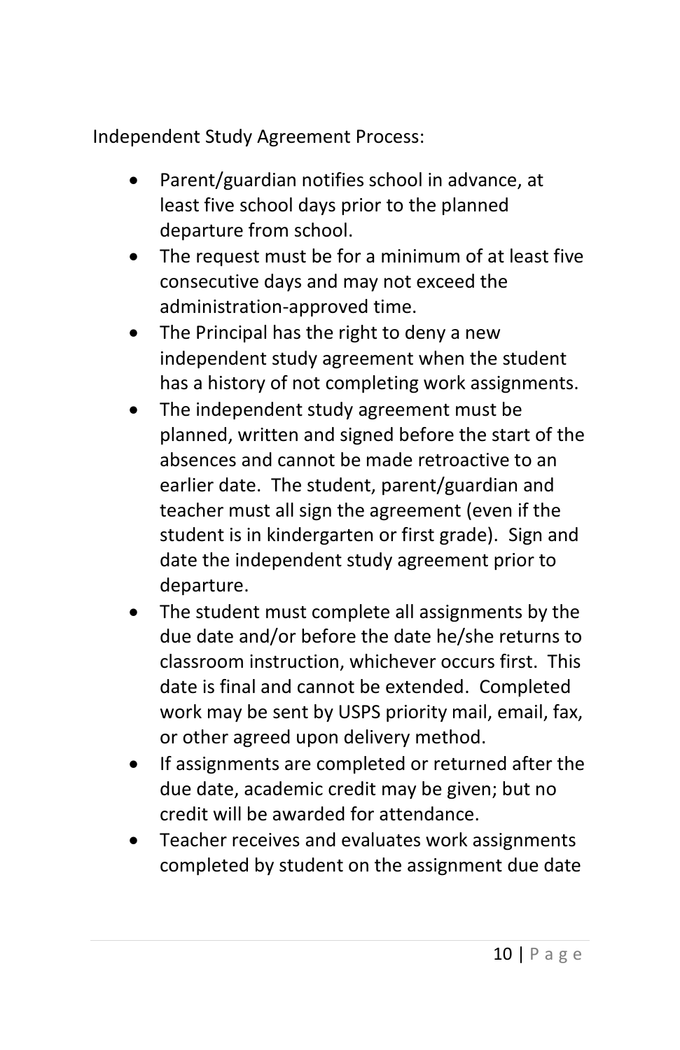Independent Study Agreement Process:

- Parent/guardian notifies school in advance, at least five school days prior to the planned departure from school.
- The request must be for a minimum of at least five consecutive days and may not exceed the administration-approved time.
- The Principal has the right to deny a new independent study agreement when the student has a history of not completing work assignments.
- The independent study agreement must be planned, written and signed before the start of the absences and cannot be made retroactive to an earlier date. The student, parent/guardian and teacher must all sign the agreement (even if the student is in kindergarten or first grade). Sign and date the independent study agreement prior to departure.
- The student must complete all assignments by the due date and/or before the date he/she returns to classroom instruction, whichever occurs first. This date is final and cannot be extended. Completed work may be sent by USPS priority mail, email, fax, or other agreed upon delivery method.
- If assignments are completed or returned after the due date, academic credit may be given; but no credit will be awarded for attendance.
- Teacher receives and evaluates work assignments completed by student on the assignment due date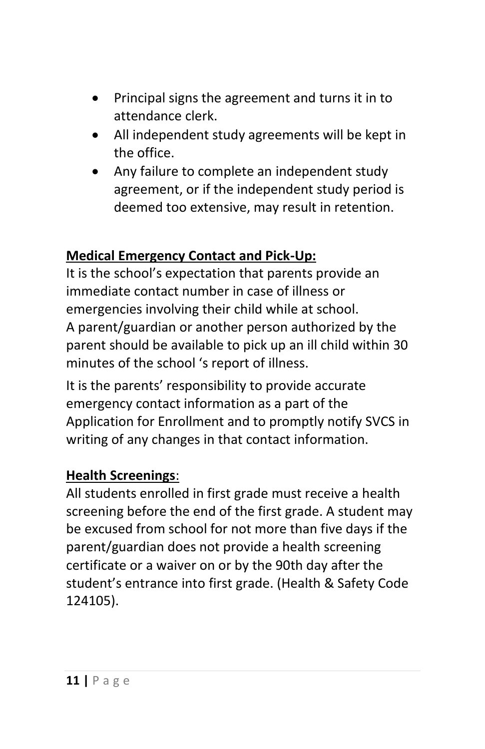- Principal signs the agreement and turns it in to attendance clerk.
- All independent study agreements will be kept in the office.
- Any failure to complete an independent study agreement, or if the independent study period is deemed too extensive, may result in retention.

**Medical Emergency Contact and Pick-Up:**

It is the school's expectation that parents provide an immediate contact number in case of illness or emergencies involving their child while at school. A parent/guardian or another person authorized by the parent should be available to pick up an ill child within 30 minutes of the school 's report of illness.

It is the parents' responsibility to provide accurate emergency contact information as a part of the Application for Enrollment and to promptly notify SVCS in writing of any changes in that contact information.

**Health Screenings**:

All students enrolled in first grade must receive a health screening before the end of the first grade. A student may be excused from school for not more than five days if the parent/guardian does not provide a health screening certificate or a waiver on or by the 90th day after the student's entrance into first grade. (Health & Safety Code 124105).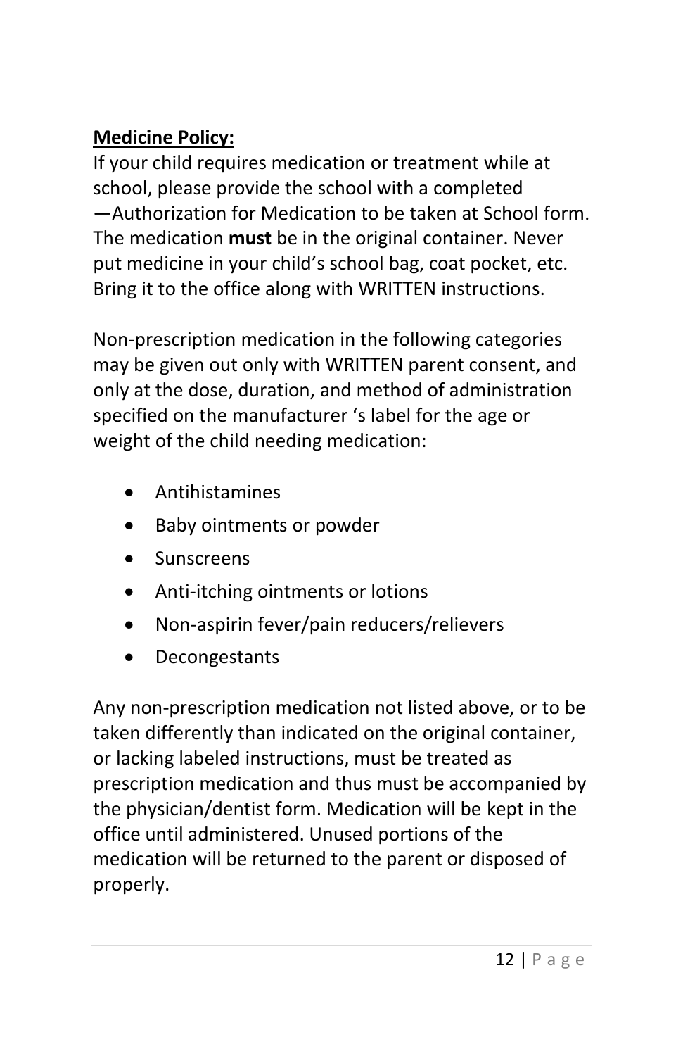**Medicine Policy:**

If your child requires medication or treatment while at school, please provide the school with a completed —Authorization for Medication to be taken at School form. The medication **must** be in the original container. Never put medicine in your child's school bag, coat pocket, etc. Bring it to the office along with WRITTEN instructions.

Non-prescription medication in the following categories may be given out only with WRITTEN parent consent, and only at the dose, duration, and method of administration specified on the manufacturer 's label for the age or weight of the child needing medication:

- Antihistamines
- Baby ointments or powder
- Sunscreens
- Anti-itching ointments or lotions
- Non-aspirin fever/pain reducers/relievers
- Decongestants

Any non-prescription medication not listed above, or to be taken differently than indicated on the original container, or lacking labeled instructions, must be treated as prescription medication and thus must be accompanied by the physician/dentist form. Medication will be kept in the office until administered. Unused portions of the medication will be returned to the parent or disposed of properly.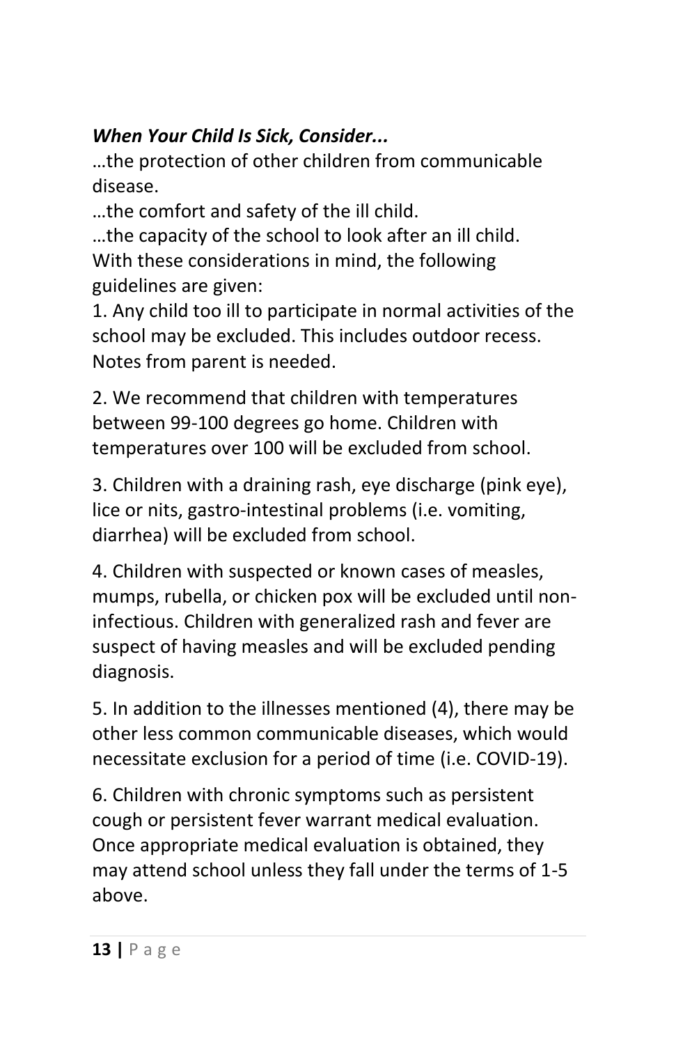***When Your Child Is Sick, Consider...***

…the protection of other children from communicable disease.

…the comfort and safety of the ill child.

…the capacity of the school to look after an ill child.

With these considerations in mind, the following guidelines are given:

1. Any child too ill to participate in normal activities of the school may be excluded. This includes outdoor recess. Notes from parent is needed.

2. We recommend that children with temperatures between 99-100 degrees go home. Children with temperatures over 100 will be excluded from school.

3. Children with a draining rash, eye discharge (pink eye), lice or nits, gastro-intestinal problems (i.e. vomiting, diarrhea) will be excluded from school.

4. Children with suspected or known cases of measles, mumps, rubella, or chicken pox will be excluded until non-infectious. Children with generalized rash and fever are suspect of having measles and will be excluded pending diagnosis.

5. In addition to the illnesses mentioned (4), there may be other less common communicable diseases, which would necessitate exclusion for a period of time (i.e. COVID-19).

6. Children with chronic symptoms such as persistent cough or persistent fever warrant medical evaluation. Once appropriate medical evaluation is obtained, they may attend school unless they fall under the terms of 1-5 above.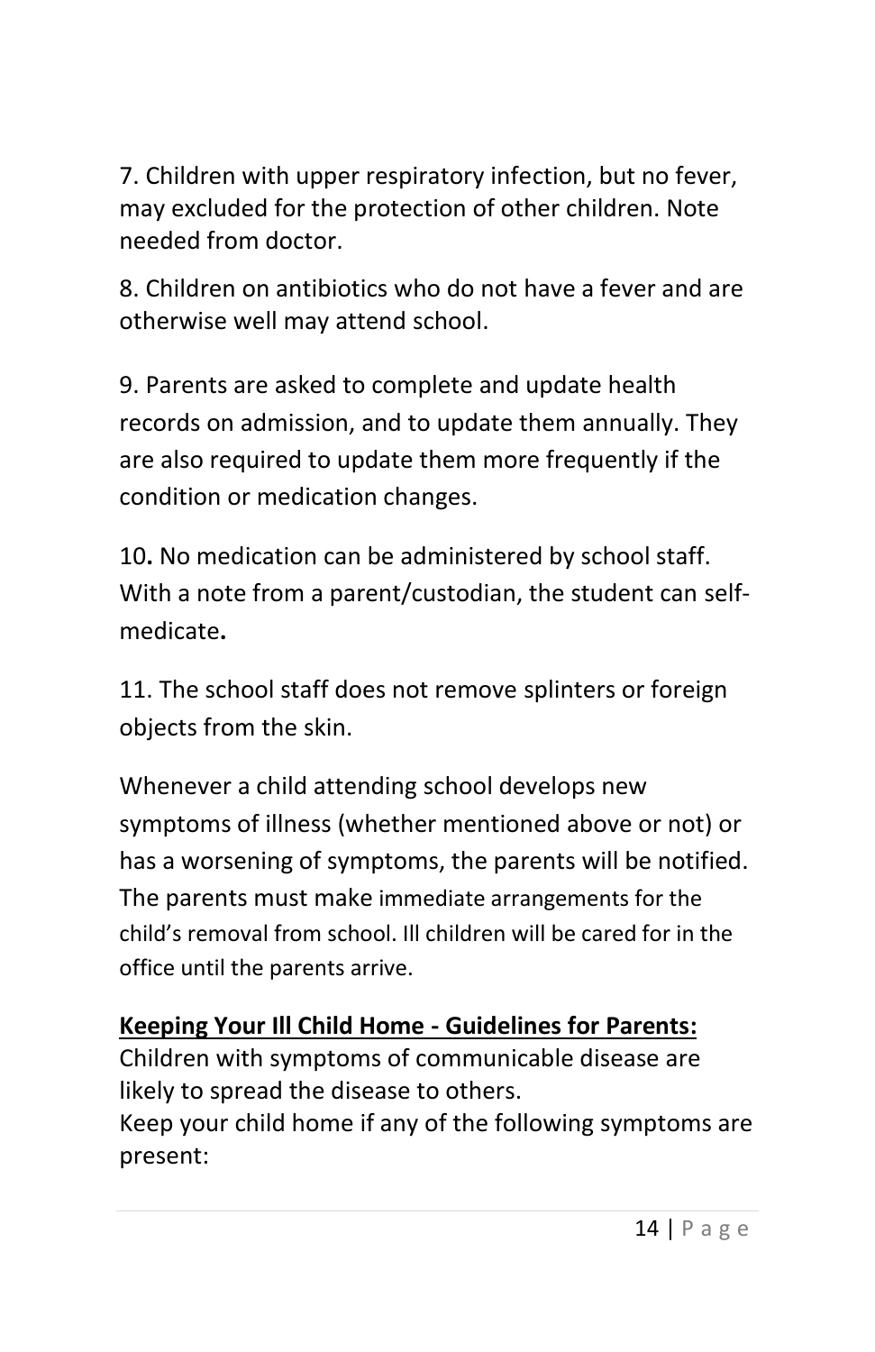7. Children with upper respiratory infection, but no fever, may excluded for the protection of other children. Note needed from doctor.

8. Children on antibiotics who do not have a fever and are otherwise well may attend school.

9. Parents are asked to complete and update health records on admission, and to update them annually. They are also required to update them more frequently if the condition or medication changes.

10**.** No medication can be administered by school staff. With a note from a parent/custodian, the student can self-medicate**.**

11. The school staff does not remove splinters or foreign objects from the skin.

Whenever a child attending school develops new symptoms of illness (whether mentioned above or not) or has a worsening of symptoms, the parents will be notified. The parents must make immediate arrangements for the child's removal from school. Ill children will be cared for in the office until the parents arrive.

**Keeping Your Ill Child Home - Guidelines for Parents:**

Children with symptoms of communicable disease are likely to spread the disease to others.

Keep your child home if any of the following symptoms are present: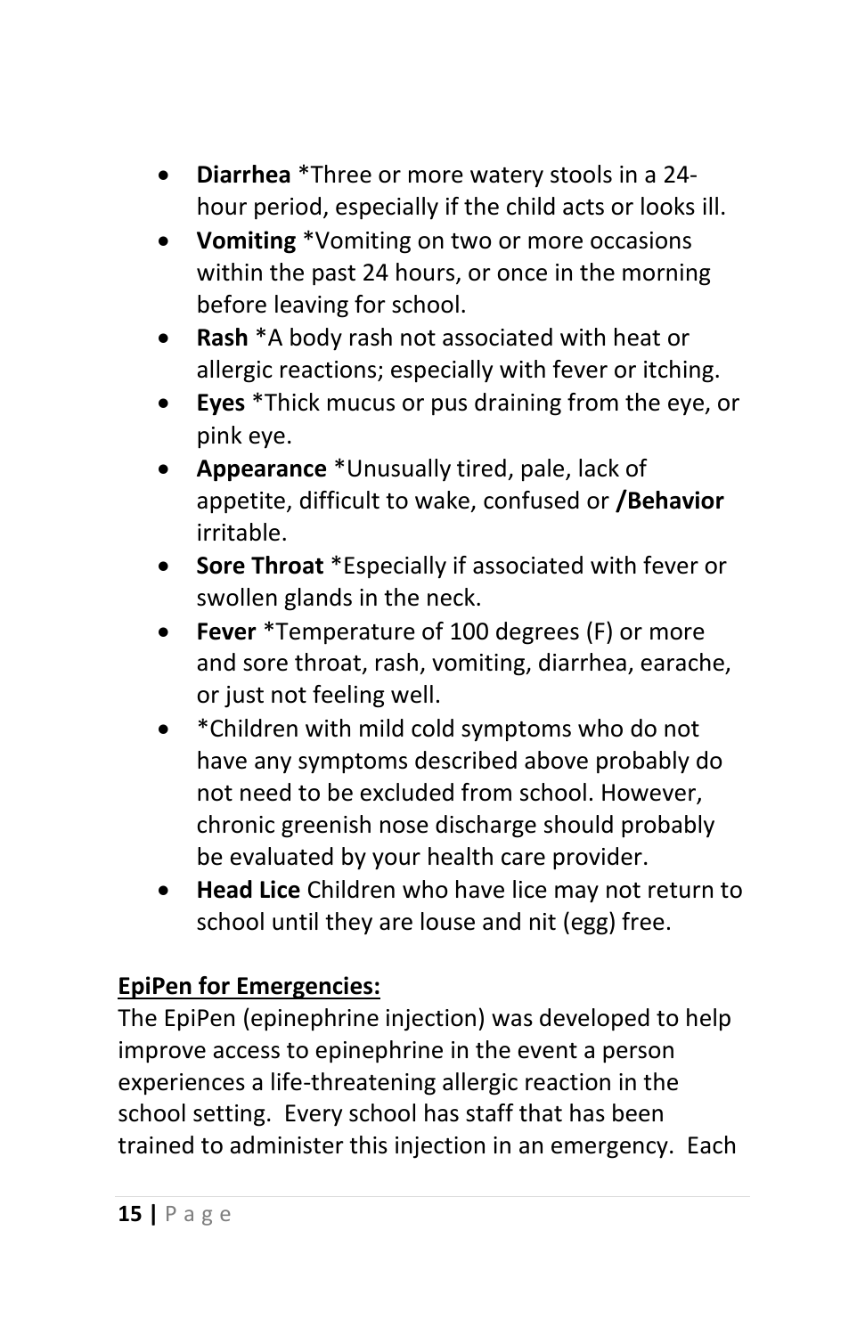- **Diarrhea** *Three or more watery stools in a 24-hour period, especially if the child acts or looks ill.
- **Vomiting** *Vomiting on two or more occasions within the past 24 hours, or once in the morning before leaving for school.
- **Rash** *A body rash not associated with heat or allergic reactions; especially with fever or itching.
- **Eyes** *Thick mucus or pus draining from the eye, or pink eye.
- **Appearance** *Unusually tired, pale, lack of appetite, difficult to wake, confused or **/Behavior** irritable.
- **Sore Throat** *Especially if associated with fever or swollen glands in the neck.
- **Fever** *Temperature of 100 degrees (F) or more and sore throat, rash, vomiting, diarrhea, earache, or just not feeling well.
- *Children with mild cold symptoms who do not have any symptoms described above probably do not need to be excluded from school. However, chronic greenish nose discharge should probably be evaluated by your health care provider.
- **Head Lice** Children who have lice may not return to school until they are louse and nit (egg) free.

**EpiPen for Emergencies:**

The EpiPen (epinephrine injection) was developed to help improve access to epinephrine in the event a person experiences a life-threatening allergic reaction in the school setting. Every school has staff that has been trained to administer this injection in an emergency. Each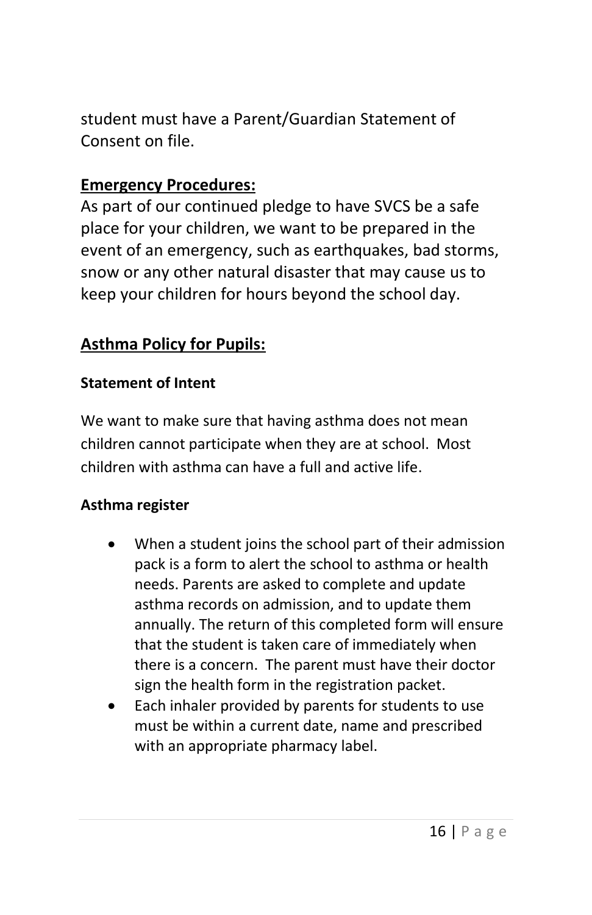student must have a Parent/Guardian Statement of Consent on file.

## **Emergency Procedures:**

As part of our continued pledge to have SVCS be a safe place for your children, we want to be prepared in the event of an emergency, such as earthquakes, bad storms, snow or any other natural disaster that may cause us to keep your children for hours beyond the school day.

## **Asthma Policy for Pupils:**

### **Statement of Intent**

We want to make sure that having asthma does not mean children cannot participate when they are at school. Most children with asthma can have a full and active life.

### **Asthma register**

- When a student joins the school part of their admission pack is a form to alert the school to asthma or health needs. Parents are asked to complete and update asthma records on admission, and to update them annually. The return of this completed form will ensure that the student is taken care of immediately when there is a concern. The parent must have their doctor sign the health form in the registration packet.
- Each inhaler provided by parents for students to use must be within a current date, name and prescribed with an appropriate pharmacy label.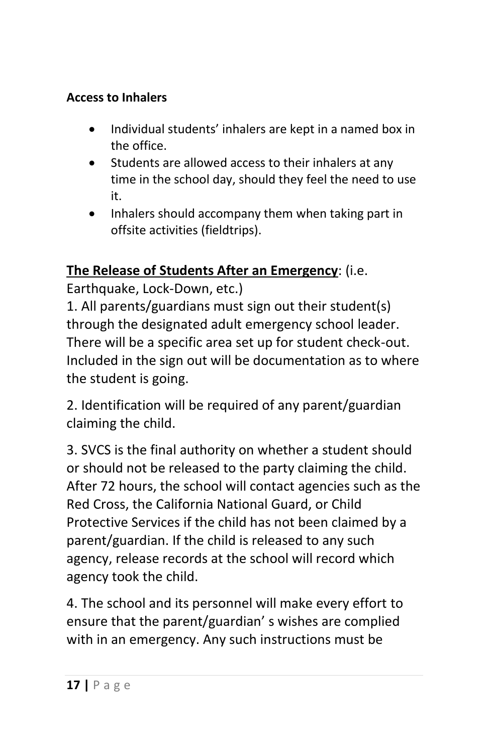**Access to Inhalers**

- Individual students' inhalers are kept in a named box in the office.
- Students are allowed access to their inhalers at any time in the school day, should they feel the need to use it.
- Inhalers should accompany them when taking part in offsite activities (fieldtrips).

**The Release of Students After an Emergency**: (i.e. Earthquake, Lock-Down, etc.)

1. All parents/guardians must sign out their student(s) through the designated adult emergency school leader. There will be a specific area set up for student check-out. Included in the sign out will be documentation as to where the student is going.

2. Identification will be required of any parent/guardian claiming the child.

3. SVCS is the final authority on whether a student should or should not be released to the party claiming the child. After 72 hours, the school will contact agencies such as the Red Cross, the California National Guard, or Child Protective Services if the child has not been claimed by a parent/guardian. If the child is released to any such agency, release records at the school will record which agency took the child.

4. The school and its personnel will make every effort to ensure that the parent/guardian' s wishes are complied with in an emergency. Any such instructions must be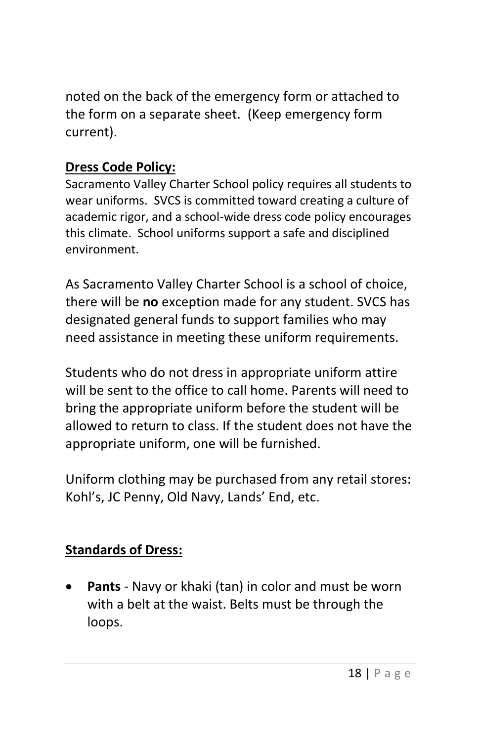noted on the back of the emergency form or attached to the form on a separate sheet. (Keep emergency form current).

**Dress Code Policy:**

Sacramento Valley Charter School policy requires all students to wear uniforms. SVCS is committed toward creating a culture of academic rigor, and a school-wide dress code policy encourages this climate. School uniforms support a safe and disciplined environment.

As Sacramento Valley Charter School is a school of choice, there will be **no** exception made for any student. SVCS has designated general funds to support families who may need assistance in meeting these uniform requirements.

Students who do not dress in appropriate uniform attire will be sent to the office to call home. Parents will need to bring the appropriate uniform before the student will be allowed to return to class. If the student does not have the appropriate uniform, one will be furnished.

Uniform clothing may be purchased from any retail stores: Kohl's, JC Penny, Old Navy, Lands' End, etc.

**Standards of Dress:**

- **Pants** - Navy or khaki (tan) in color and must be worn with a belt at the waist. Belts must be through the loops.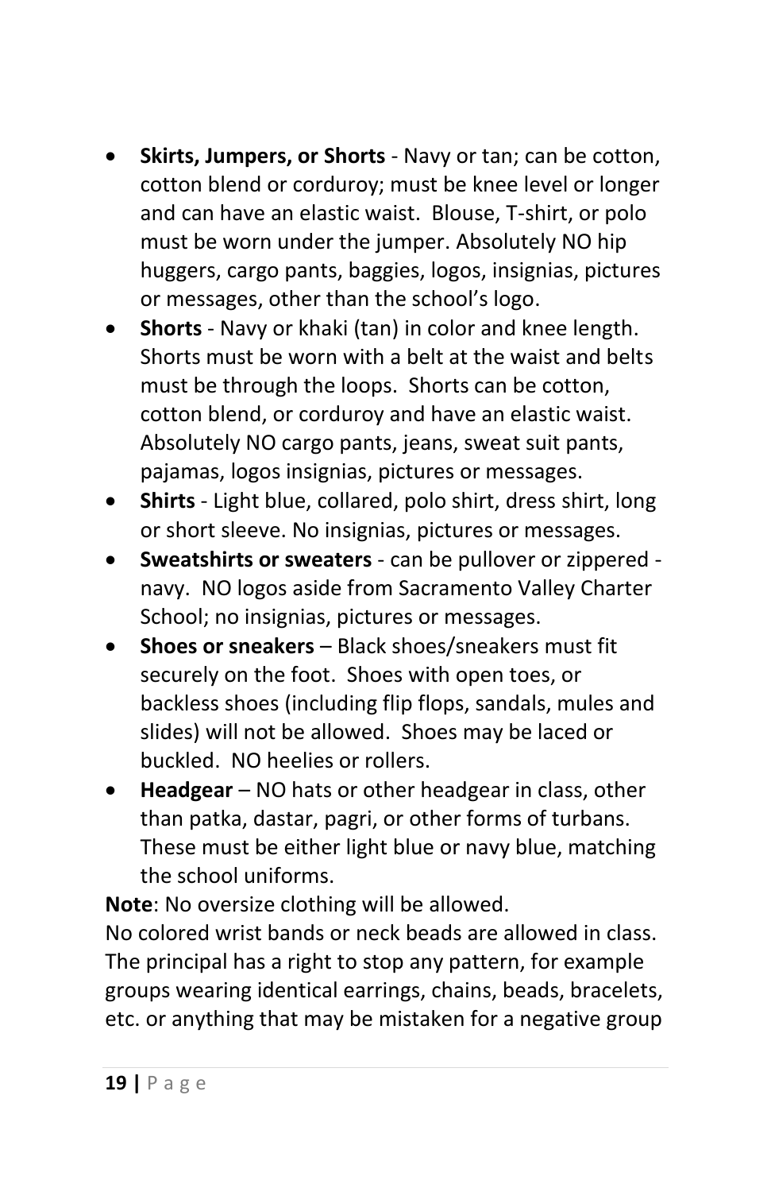- **Skirts, Jumpers, or Shorts** - Navy or tan; can be cotton, cotton blend or corduroy; must be knee level or longer and can have an elastic waist. Blouse, T-shirt, or polo must be worn under the jumper. Absolutely NO hip huggers, cargo pants, baggies, logos, insignias, pictures or messages, other than the school's logo.
- **Shorts** - Navy or khaki (tan) in color and knee length. Shorts must be worn with a belt at the waist and belts must be through the loops. Shorts can be cotton, cotton blend, or corduroy and have an elastic waist. Absolutely NO cargo pants, jeans, sweat suit pants, pajamas, logos insignias, pictures or messages.
- **Shirts** - Light blue, collared, polo shirt, dress shirt, long or short sleeve. No insignias, pictures or messages.
- **Sweatshirts or sweaters** - can be pullover or zippered - navy. NO logos aside from Sacramento Valley Charter School; no insignias, pictures or messages.
- **Shoes or sneakers** – Black shoes/sneakers must fit securely on the foot. Shoes with open toes, or backless shoes (including flip flops, sandals, mules and slides) will not be allowed. Shoes may be laced or buckled. NO heelies or rollers.
- **Headgear** – NO hats or other headgear in class, other than patka, dastar, pagri, or other forms of turbans. These must be either light blue or navy blue, matching the school uniforms.

**Note**: No oversize clothing will be allowed.

No colored wrist bands or neck beads are allowed in class. The principal has a right to stop any pattern, for example groups wearing identical earrings, chains, beads, bracelets, etc. or anything that may be mistaken for a negative group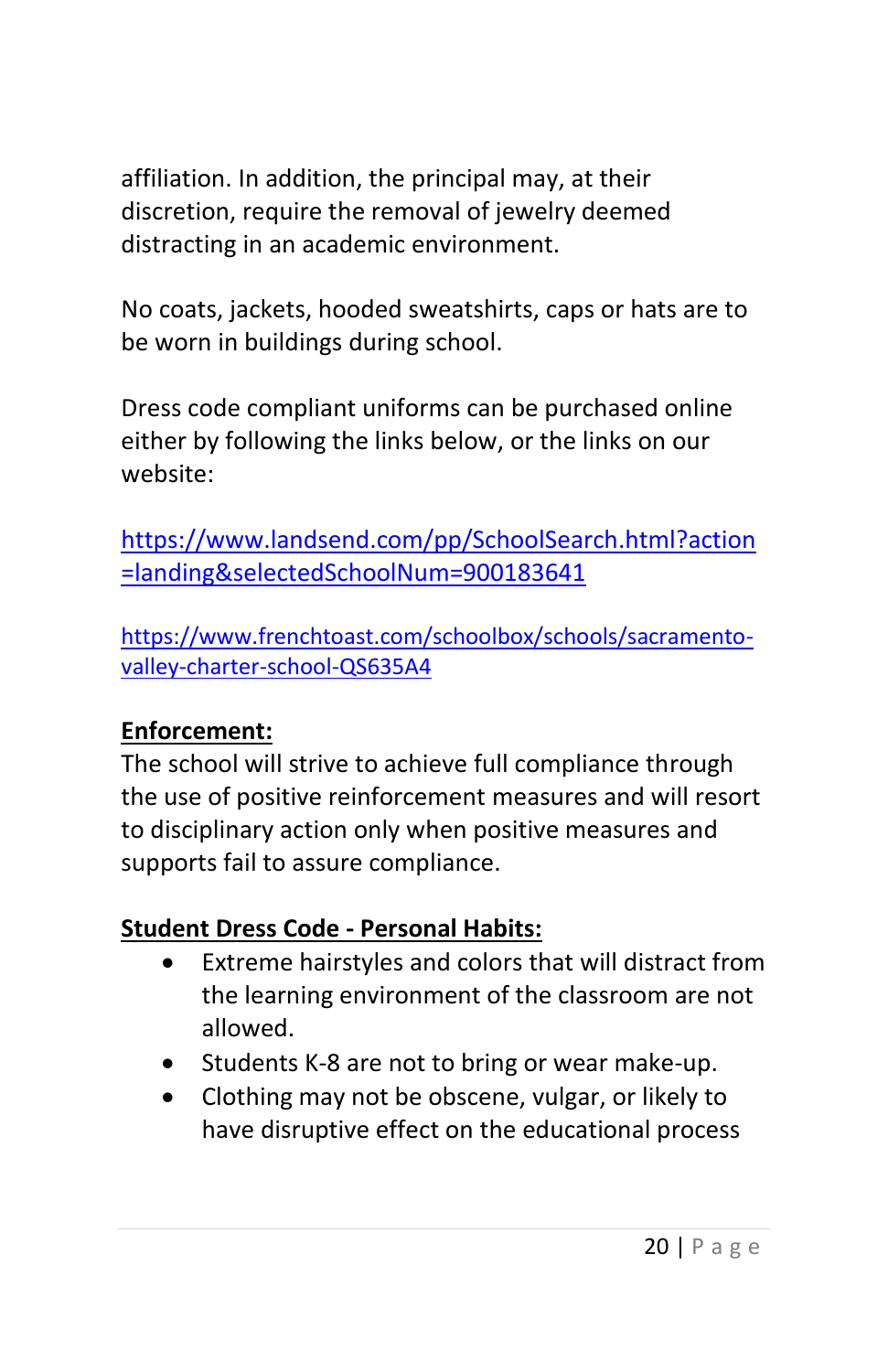affiliation. In addition, the principal may, at their discretion, require the removal of jewelry deemed distracting in an academic environment.

No coats, jackets, hooded sweatshirts, caps or hats are to be worn in buildings during school.

Dress code compliant uniforms can be purchased online either by following the links below, or the links on our website:

https://www.landsend.com/pp/SchoolSearch.html?action=landing&selectedSchoolNum=900183641

https://www.frenchtoast.com/schoolbox/schools/sacramento-valley-charter-school-QS635A4

**Enforcement:**

The school will strive to achieve full compliance through the use of positive reinforcement measures and will resort to disciplinary action only when positive measures and supports fail to assure compliance.

**Student Dress Code - Personal Habits:**

- Extreme hairstyles and colors that will distract from the learning environment of the classroom are not allowed.
- Students K-8 are not to bring or wear make-up.
- Clothing may not be obscene, vulgar, or likely to have disruptive effect on the educational process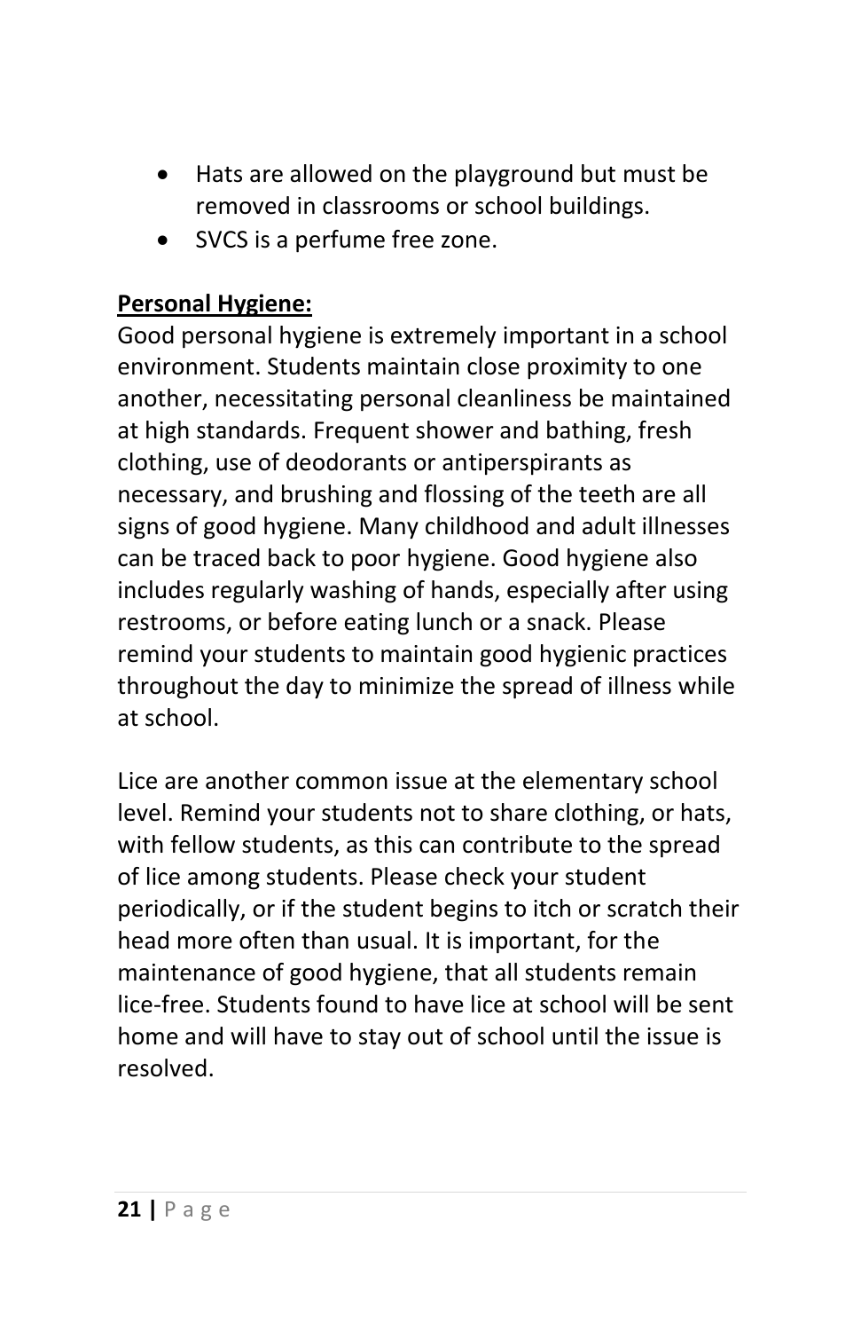- Hats are allowed on the playground but must be removed in classrooms or school buildings.
- SVCS is a perfume free zone.

**Personal Hygiene:**

Good personal hygiene is extremely important in a school environment. Students maintain close proximity to one another, necessitating personal cleanliness be maintained at high standards. Frequent shower and bathing, fresh clothing, use of deodorants or antiperspirants as necessary, and brushing and flossing of the teeth are all signs of good hygiene. Many childhood and adult illnesses can be traced back to poor hygiene. Good hygiene also includes regularly washing of hands, especially after using restrooms, or before eating lunch or a snack. Please remind your students to maintain good hygienic practices throughout the day to minimize the spread of illness while at school.

Lice are another common issue at the elementary school level. Remind your students not to share clothing, or hats, with fellow students, as this can contribute to the spread of lice among students. Please check your student periodically, or if the student begins to itch or scratch their head more often than usual. It is important, for the maintenance of good hygiene, that all students remain lice-free. Students found to have lice at school will be sent home and will have to stay out of school until the issue is resolved.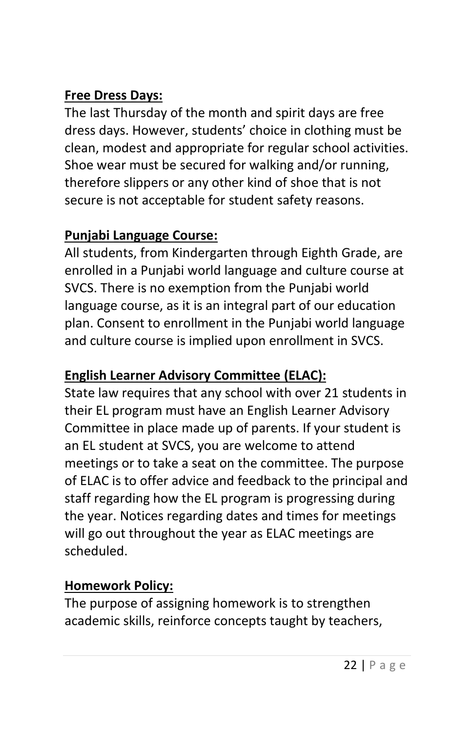**Free Dress Days:**

The last Thursday of the month and spirit days are free dress days. However, students' choice in clothing must be clean, modest and appropriate for regular school activities. Shoe wear must be secured for walking and/or running, therefore slippers or any other kind of shoe that is not secure is not acceptable for student safety reasons.

**Punjabi Language Course:**

All students, from Kindergarten through Eighth Grade, are enrolled in a Punjabi world language and culture course at SVCS. There is no exemption from the Punjabi world language course, as it is an integral part of our education plan. Consent to enrollment in the Punjabi world language and culture course is implied upon enrollment in SVCS.

**English Learner Advisory Committee (ELAC):**

State law requires that any school with over 21 students in their EL program must have an English Learner Advisory Committee in place made up of parents. If your student is an EL student at SVCS, you are welcome to attend meetings or to take a seat on the committee. The purpose of ELAC is to offer advice and feedback to the principal and staff regarding how the EL program is progressing during the year. Notices regarding dates and times for meetings will go out throughout the year as ELAC meetings are scheduled.

**Homework Policy:**

The purpose of assigning homework is to strengthen academic skills, reinforce concepts taught by teachers,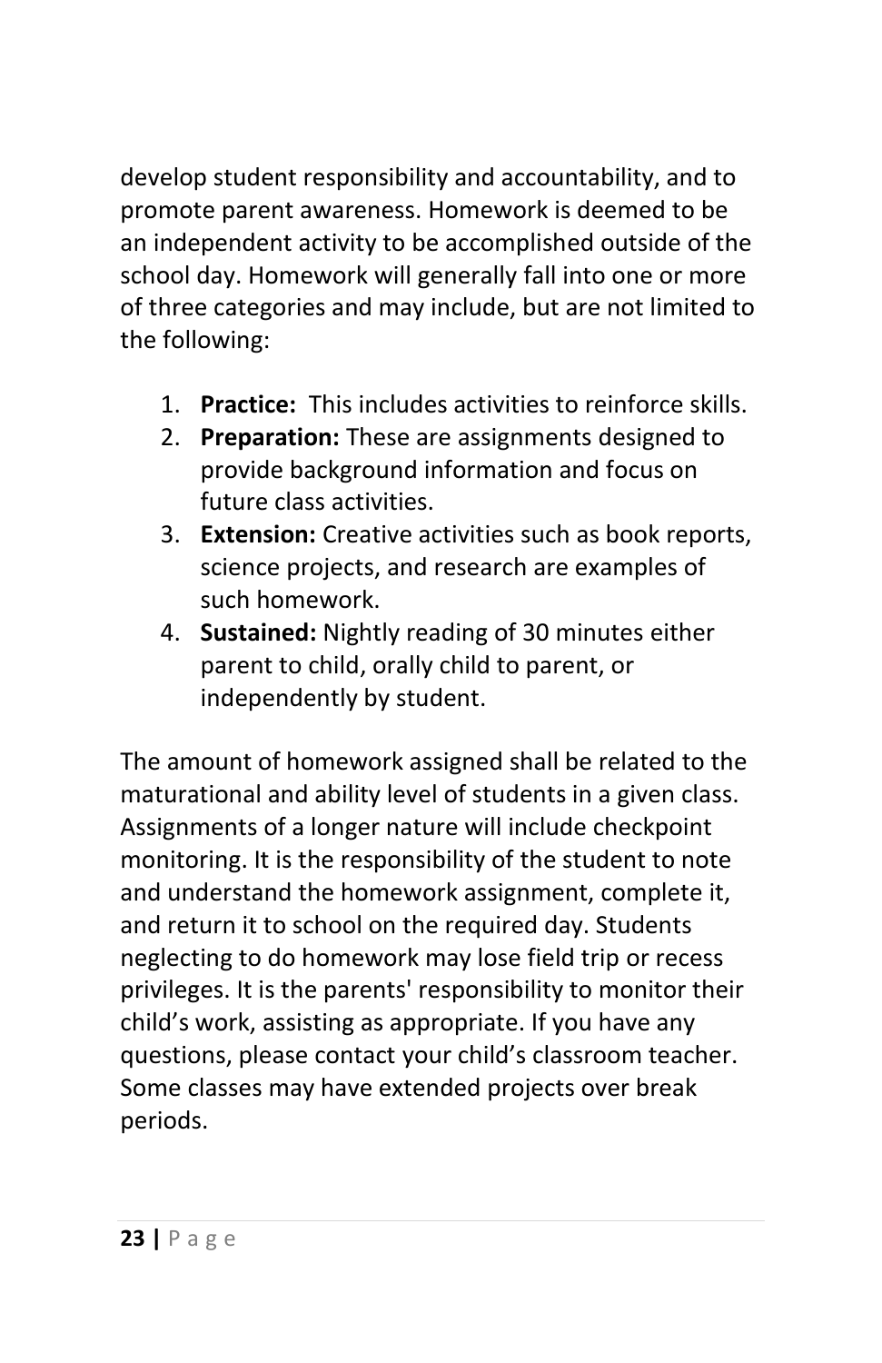develop student responsibility and accountability, and to promote parent awareness. Homework is deemed to be an independent activity to be accomplished outside of the school day. Homework will generally fall into one or more of three categories and may include, but are not limited to the following:

1. **Practice:** This includes activities to reinforce skills.
2. **Preparation:** These are assignments designed to provide background information and focus on future class activities.
3. **Extension:** Creative activities such as book reports, science projects, and research are examples of such homework.
4. **Sustained:** Nightly reading of 30 minutes either parent to child, orally child to parent, or independently by student.

The amount of homework assigned shall be related to the maturational and ability level of students in a given class. Assignments of a longer nature will include checkpoint monitoring. It is the responsibility of the student to note and understand the homework assignment, complete it, and return it to school on the required day. Students neglecting to do homework may lose field trip or recess privileges. It is the parents' responsibility to monitor their child's work, assisting as appropriate. If you have any questions, please contact your child's classroom teacher. Some classes may have extended projects over break periods.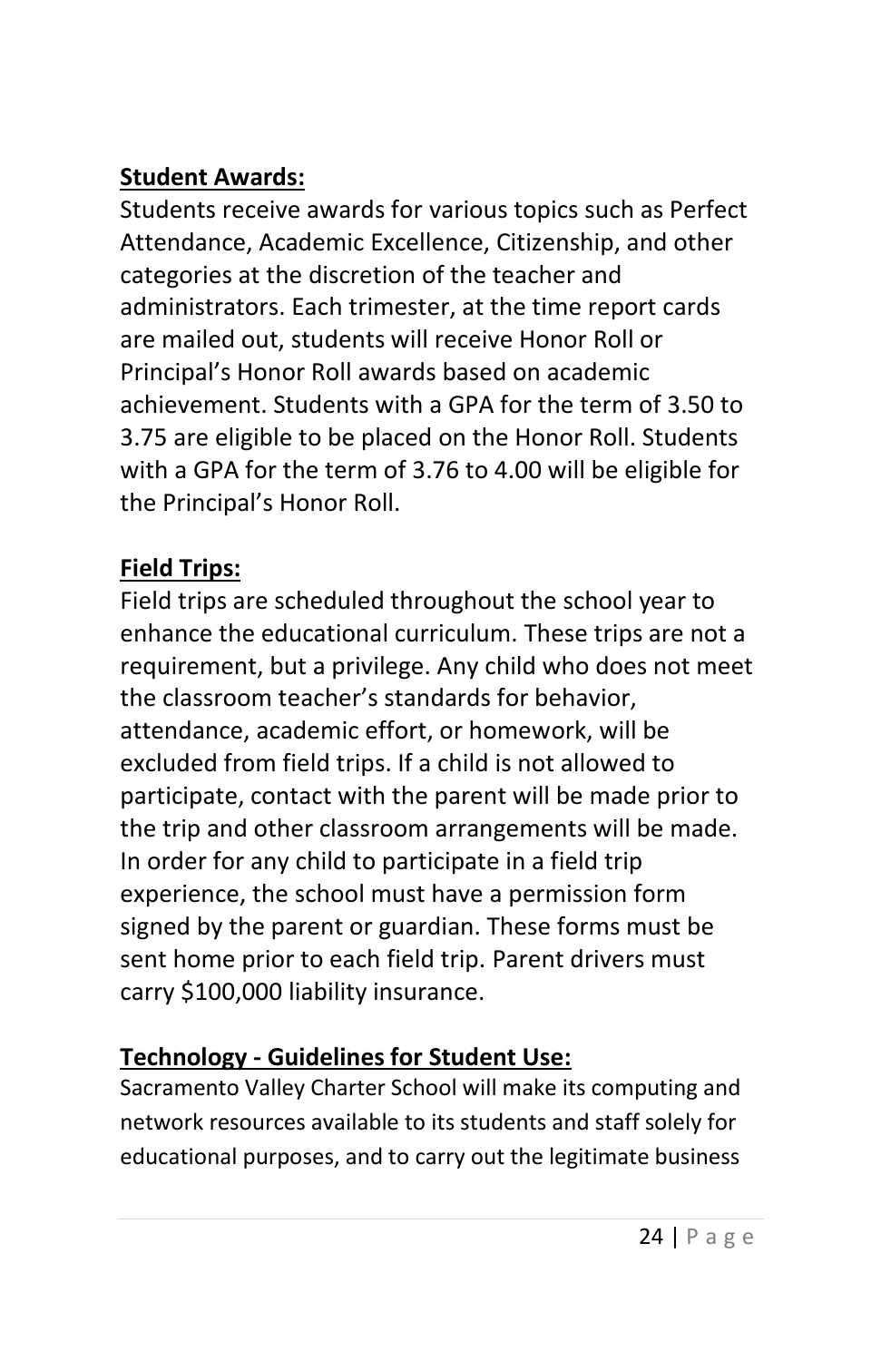**Student Awards:**

Students receive awards for various topics such as Perfect Attendance, Academic Excellence, Citizenship, and other categories at the discretion of the teacher and administrators. Each trimester, at the time report cards are mailed out, students will receive Honor Roll or Principal's Honor Roll awards based on academic achievement. Students with a GPA for the term of 3.50 to 3.75 are eligible to be placed on the Honor Roll. Students with a GPA for the term of 3.76 to 4.00 will be eligible for the Principal's Honor Roll.

**Field Trips:**

Field trips are scheduled throughout the school year to enhance the educational curriculum. These trips are not a requirement, but a privilege. Any child who does not meet the classroom teacher's standards for behavior, attendance, academic effort, or homework, will be excluded from field trips. If a child is not allowed to participate, contact with the parent will be made prior to the trip and other classroom arrangements will be made. In order for any child to participate in a field trip experience, the school must have a permission form signed by the parent or guardian. These forms must be sent home prior to each field trip. Parent drivers must carry $100,000 liability insurance.

**Technology - Guidelines for Student Use:**

Sacramento Valley Charter School will make its computing and network resources available to its students and staff solely for educational purposes, and to carry out the legitimate business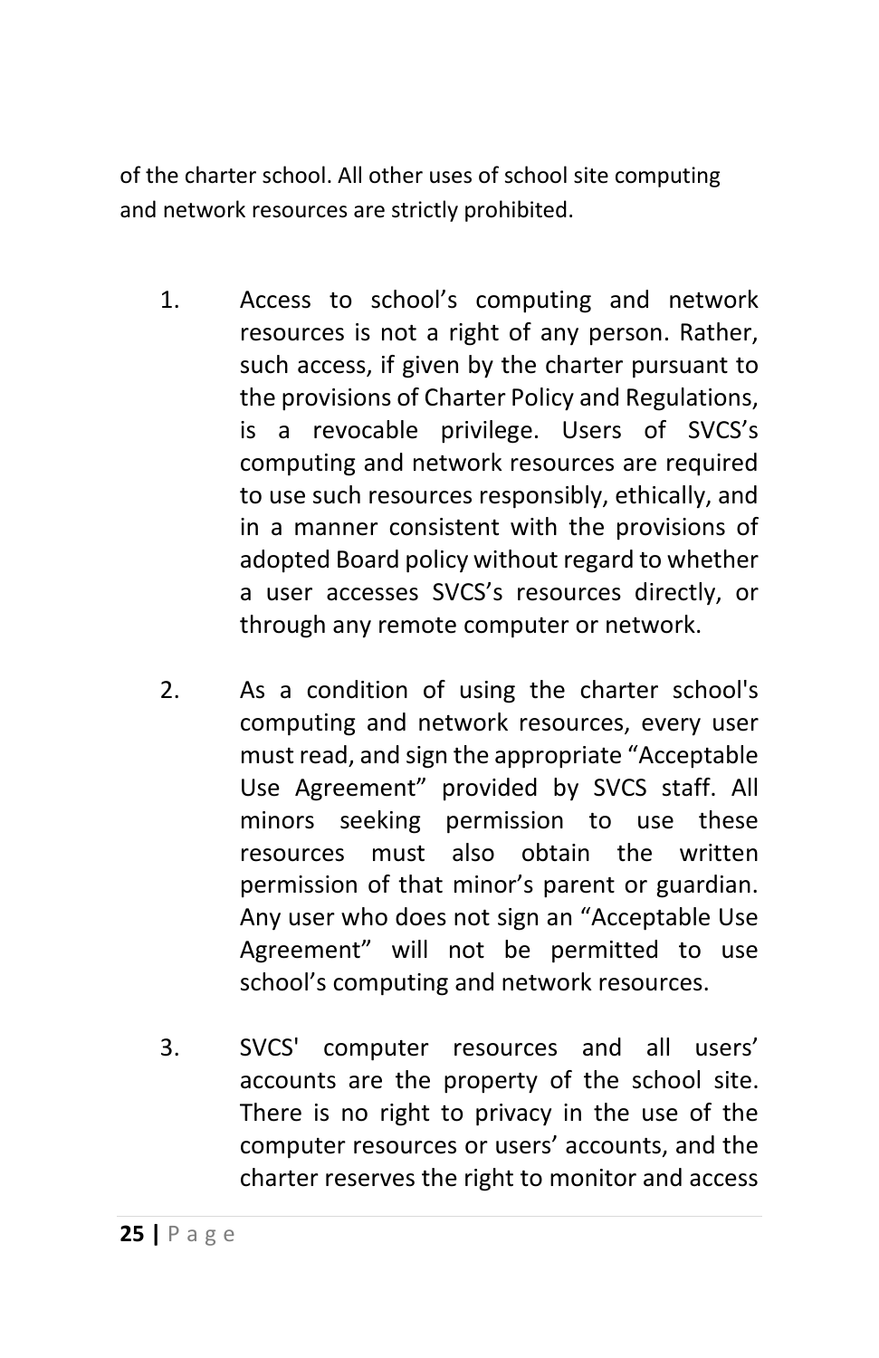of the charter school. All other uses of school site computing and network resources are strictly prohibited.

1. Access to school's computing and network resources is not a right of any person. Rather, such access, if given by the charter pursuant to the provisions of Charter Policy and Regulations, is a revocable privilege. Users of SVCS's computing and network resources are required to use such resources responsibly, ethically, and in a manner consistent with the provisions of adopted Board policy without regard to whether a user accesses SVCS's resources directly, or through any remote computer or network.

2. As a condition of using the charter school's computing and network resources, every user must read, and sign the appropriate "Acceptable Use Agreement" provided by SVCS staff. All minors seeking permission to use these resources must also obtain the written permission of that minor's parent or guardian. Any user who does not sign an "Acceptable Use Agreement" will not be permitted to use school's computing and network resources.

3. SVCS' computer resources and all users' accounts are the property of the school site. There is no right to privacy in the use of the computer resources or users' accounts, and the charter reserves the right to monitor and access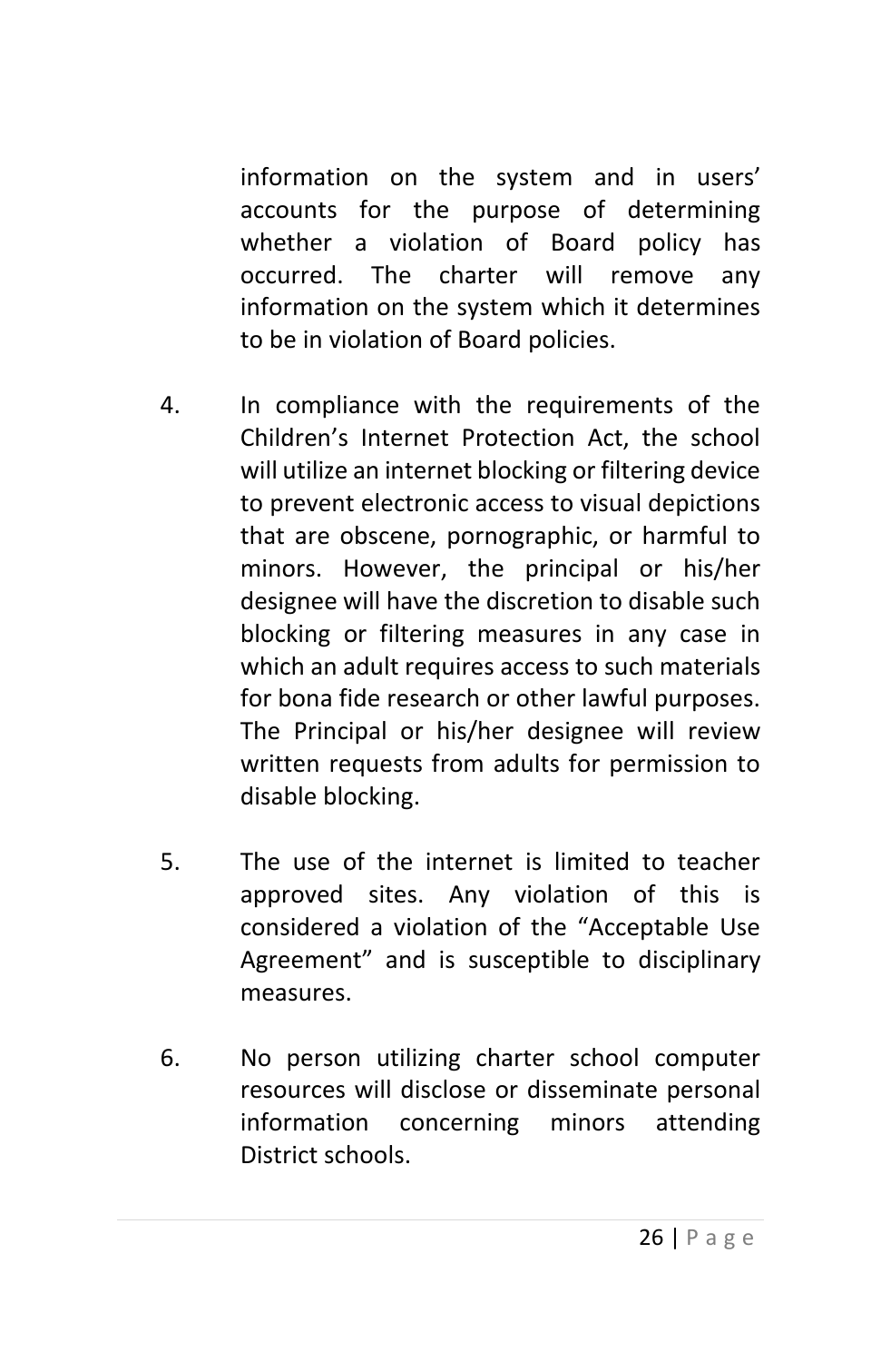information on the system and in users' accounts for the purpose of determining whether a violation of Board policy has occurred. The charter will remove any information on the system which it determines to be in violation of Board policies.

4. In compliance with the requirements of the Children's Internet Protection Act, the school will utilize an internet blocking or filtering device to prevent electronic access to visual depictions that are obscene, pornographic, or harmful to minors. However, the principal or his/her designee will have the discretion to disable such blocking or filtering measures in any case in which an adult requires access to such materials for bona fide research or other lawful purposes. The Principal or his/her designee will review written requests from adults for permission to disable blocking.

5. The use of the internet is limited to teacher approved sites. Any violation of this is considered a violation of the "Acceptable Use Agreement" and is susceptible to disciplinary measures.

6. No person utilizing charter school computer resources will disclose or disseminate personal information concerning minors attending District schools.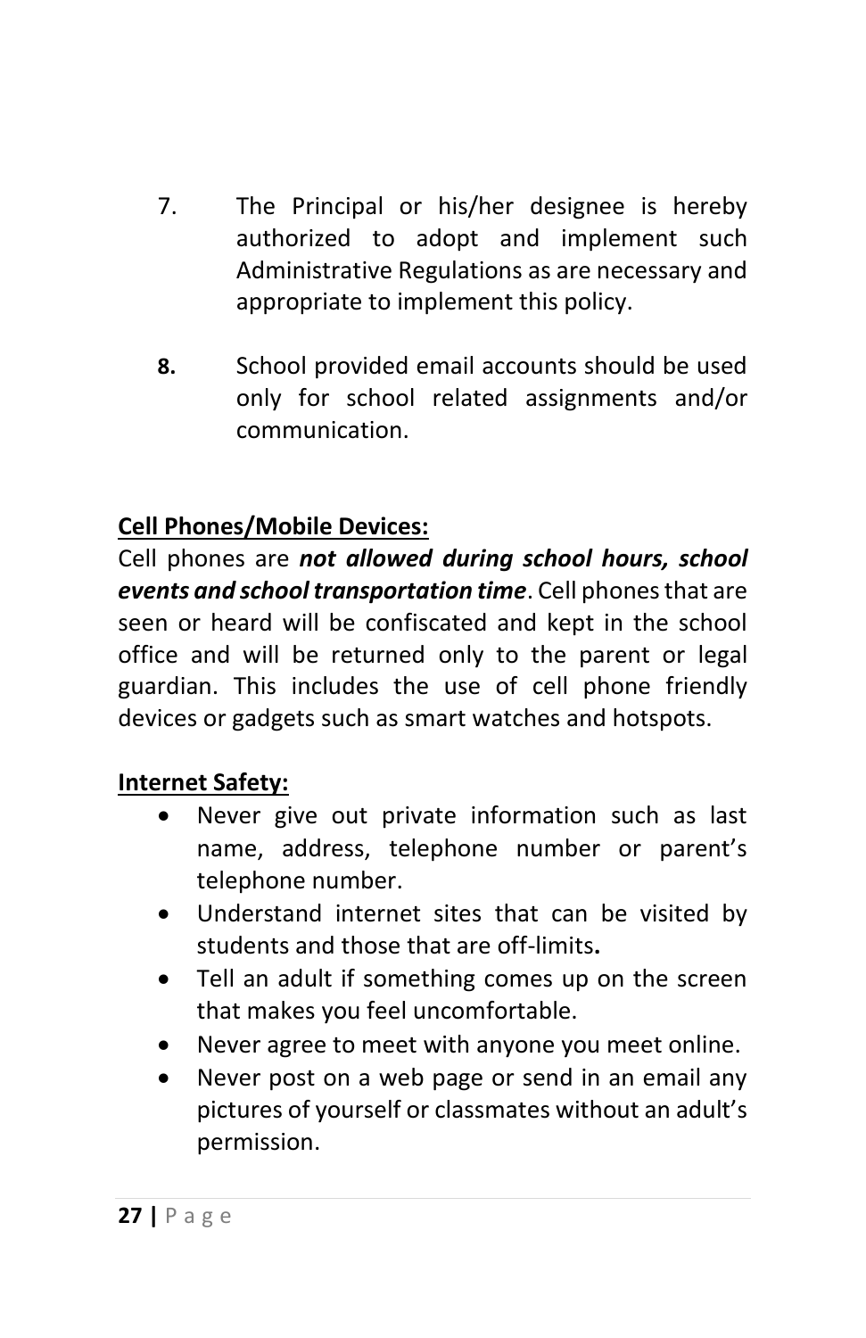7. The Principal or his/her designee is hereby authorized to adopt and implement such Administrative Regulations as are necessary and appropriate to implement this policy.

**8.** School provided email accounts should be used only for school related assignments and/or communication.

**Cell Phones/Mobile Devices:**

Cell phones are ***not allowed during school hours, school events and school transportation time***. Cell phones that are seen or heard will be confiscated and kept in the school office and will be returned only to the parent or legal guardian. This includes the use of cell phone friendly devices or gadgets such as smart watches and hotspots.

**Internet Safety:**

- Never give out private information such as last name, address, telephone number or parent's telephone number.
- Understand internet sites that can be visited by students and those that are off-limits**.**
- Tell an adult if something comes up on the screen that makes you feel uncomfortable.
- Never agree to meet with anyone you meet online.
- Never post on a web page or send in an email any pictures of yourself or classmates without an adult's permission.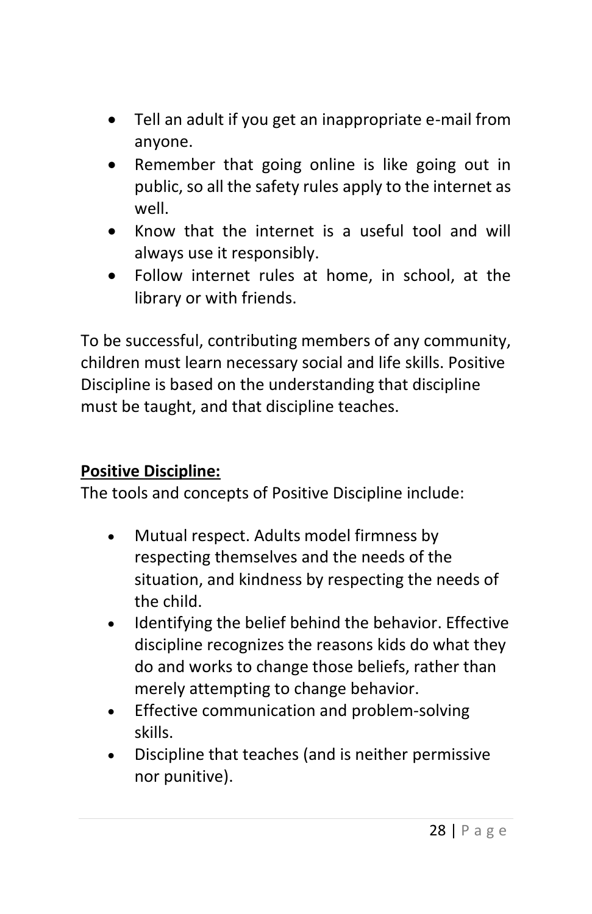- Tell an adult if you get an inappropriate e-mail from anyone.
- Remember that going online is like going out in public, so all the safety rules apply to the internet as well.
- Know that the internet is a useful tool and will always use it responsibly.
- Follow internet rules at home, in school, at the library or with friends.

To be successful, contributing members of any community, children must learn necessary social and life skills. Positive Discipline is based on the understanding that discipline must be taught, and that discipline teaches.

**Positive Discipline:**

The tools and concepts of Positive Discipline include:

- Mutual respect. Adults model firmness by respecting themselves and the needs of the situation, and kindness by respecting the needs of the child.
- Identifying the belief behind the behavior. Effective discipline recognizes the reasons kids do what they do and works to change those beliefs, rather than merely attempting to change behavior.
- Effective communication and problem-solving skills.
- Discipline that teaches (and is neither permissive nor punitive).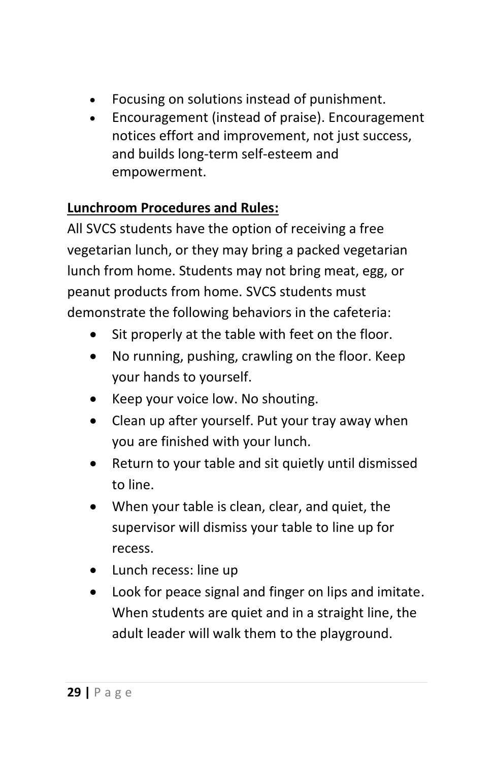- Focusing on solutions instead of punishment.
- Encouragement (instead of praise). Encouragement notices effort and improvement, not just success, and builds long-term self-esteem and empowerment.

**<u>Lunchroom Procedures and Rules:</u>**

All SVCS students have the option of receiving a free vegetarian lunch, or they may bring a packed vegetarian lunch from home. Students may not bring meat, egg, or peanut products from home. SVCS students must demonstrate the following behaviors in the cafeteria:

- Sit properly at the table with feet on the floor.
- No running, pushing, crawling on the floor. Keep your hands to yourself.
- Keep your voice low. No shouting.
- Clean up after yourself. Put your tray away when you are finished with your lunch.
- Return to your table and sit quietly until dismissed to line.
- When your table is clean, clear, and quiet, the supervisor will dismiss your table to line up for recess.
- Lunch recess: line up
- Look for peace signal and finger on lips and imitate. When students are quiet and in a straight line, the adult leader will walk them to the playground.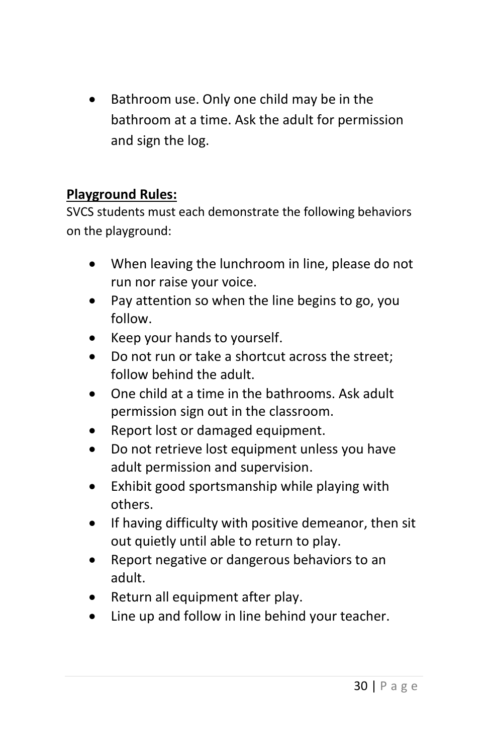- Bathroom use. Only one child may be in the bathroom at a time. Ask the adult for permission and sign the log.

**Playground Rules:**

SVCS students must each demonstrate the following behaviors on the playground:

- When leaving the lunchroom in line, please do not run nor raise your voice.
- Pay attention so when the line begins to go, you follow.
- Keep your hands to yourself.
- Do not run or take a shortcut across the street; follow behind the adult.
- One child at a time in the bathrooms. Ask adult permission sign out in the classroom.
- Report lost or damaged equipment.
- Do not retrieve lost equipment unless you have adult permission and supervision.
- Exhibit good sportsmanship while playing with others.
- If having difficulty with positive demeanor, then sit out quietly until able to return to play.
- Report negative or dangerous behaviors to an adult.
- Return all equipment after play.
- Line up and follow in line behind your teacher.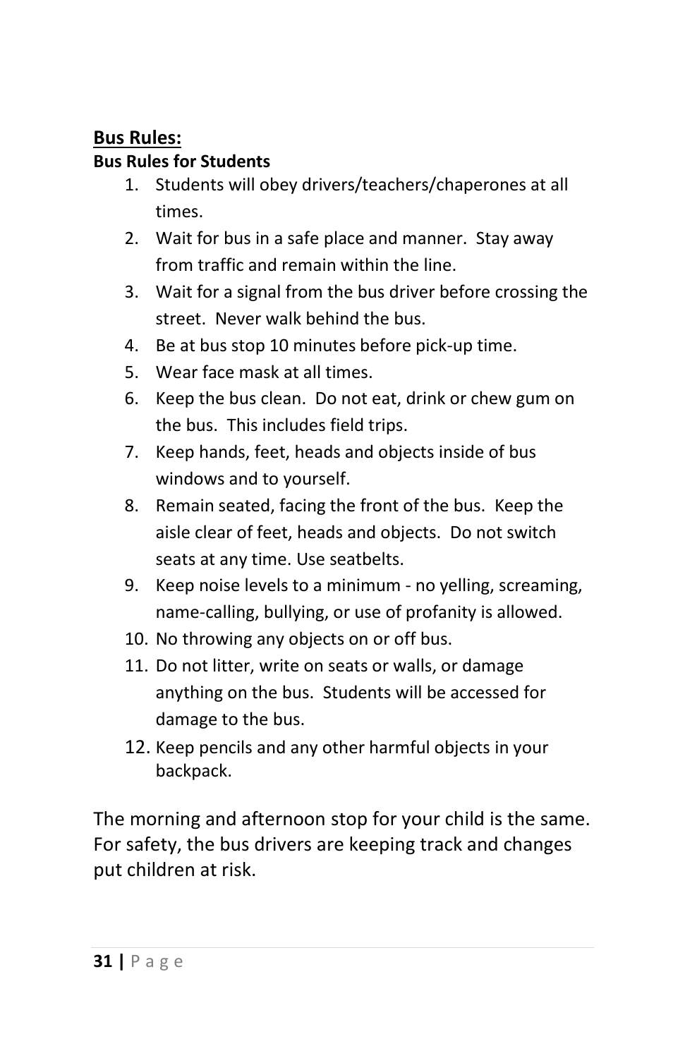## Bus Rules:

**Bus Rules for Students**

1. Students will obey drivers/teachers/chaperones at all times.
2. Wait for bus in a safe place and manner. Stay away from traffic and remain within the line.
3. Wait for a signal from the bus driver before crossing the street. Never walk behind the bus.
4. Be at bus stop 10 minutes before pick-up time.
5. Wear face mask at all times.
6. Keep the bus clean. Do not eat, drink or chew gum on the bus. This includes field trips.
7. Keep hands, feet, heads and objects inside of bus windows and to yourself.
8. Remain seated, facing the front of the bus. Keep the aisle clear of feet, heads and objects. Do not switch seats at any time. Use seatbelts.
9. Keep noise levels to a minimum - no yelling, screaming, name-calling, bullying, or use of profanity is allowed.
10. No throwing any objects on or off bus.
11. Do not litter, write on seats or walls, or damage anything on the bus. Students will be accessed for damage to the bus.
12. Keep pencils and any other harmful objects in your backpack.

The morning and afternoon stop for your child is the same. For safety, the bus drivers are keeping track and changes put children at risk.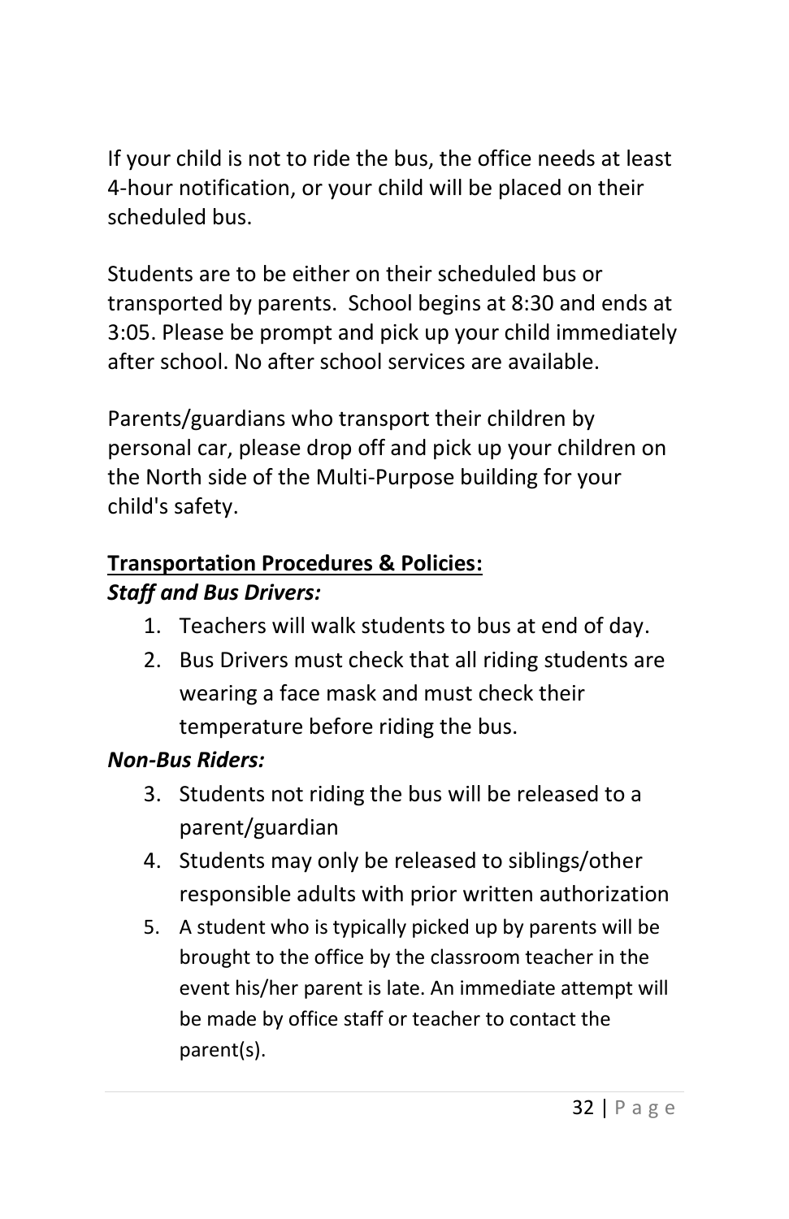If your child is not to ride the bus, the office needs at least 4-hour notification, or your child will be placed on their scheduled bus.

Students are to be either on their scheduled bus or transported by parents. School begins at 8:30 and ends at 3:05. Please be prompt and pick up your child immediately after school. No after school services are available.

Parents/guardians who transport their children by personal car, please drop off and pick up your children on the North side of the Multi-Purpose building for your child's safety.

**<u>Transportation Procedures & Policies:</u>**

***Staff and Bus Drivers:***

1. Teachers will walk students to bus at end of day.
2. Bus Drivers must check that all riding students are wearing a face mask and must check their temperature before riding the bus.

***Non-Bus Riders:***

3. Students not riding the bus will be released to a parent/guardian
4. Students may only be released to siblings/other responsible adults with prior written authorization
5. A student who is typically picked up by parents will be brought to the office by the classroom teacher in the event his/her parent is late. An immediate attempt will be made by office staff or teacher to contact the parent(s).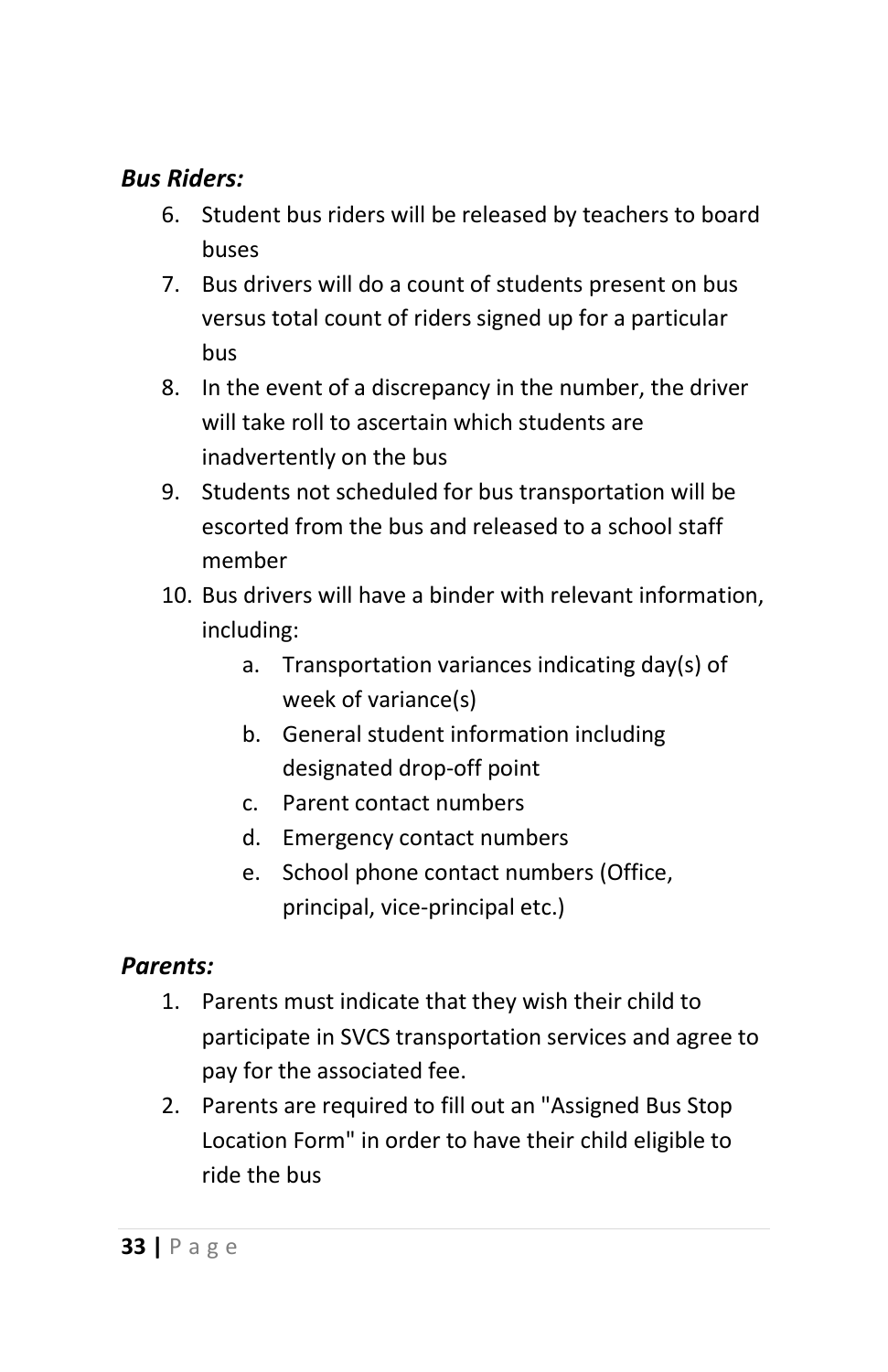***Bus Riders:***

6. Student bus riders will be released by teachers to board buses
7. Bus drivers will do a count of students present on bus versus total count of riders signed up for a particular bus
8. In the event of a discrepancy in the number, the driver will take roll to ascertain which students are inadvertently on the bus
9. Students not scheduled for bus transportation will be escorted from the bus and released to a school staff member
10. Bus drivers will have a binder with relevant information, including:
    a. Transportation variances indicating day(s) of week of variance(s)
    b. General student information including designated drop-off point
    c. Parent contact numbers
    d. Emergency contact numbers
    e. School phone contact numbers (Office, principal, vice-principal etc.)

***Parents:***

1. Parents must indicate that they wish their child to participate in SVCS transportation services and agree to pay for the associated fee.
2. Parents are required to fill out an "Assigned Bus Stop Location Form" in order to have their child eligible to ride the bus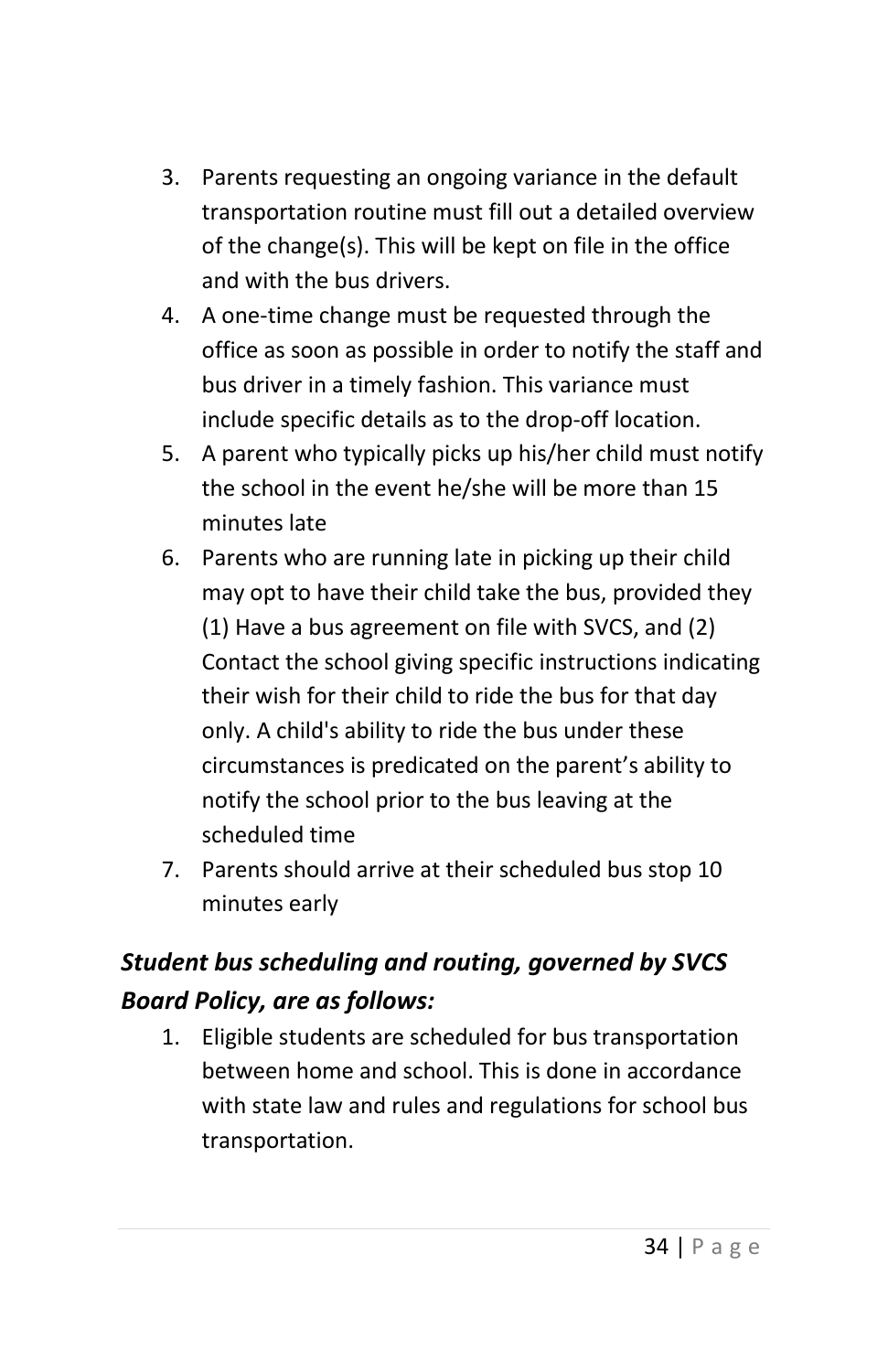3. Parents requesting an ongoing variance in the default transportation routine must fill out a detailed overview of the change(s). This will be kept on file in the office and with the bus drivers.
4. A one-time change must be requested through the office as soon as possible in order to notify the staff and bus driver in a timely fashion. This variance must include specific details as to the drop-off location.
5. A parent who typically picks up his/her child must notify the school in the event he/she will be more than 15 minutes late
6. Parents who are running late in picking up their child may opt to have their child take the bus, provided they (1) Have a bus agreement on file with SVCS, and (2) Contact the school giving specific instructions indicating their wish for their child to ride the bus for that day only. A child's ability to ride the bus under these circumstances is predicated on the parent's ability to notify the school prior to the bus leaving at the scheduled time
7. Parents should arrive at their scheduled bus stop 10 minutes early

### *Student bus scheduling and routing, governed by SVCS Board Policy, are as follows:*

1. Eligible students are scheduled for bus transportation between home and school. This is done in accordance with state law and rules and regulations for school bus transportation.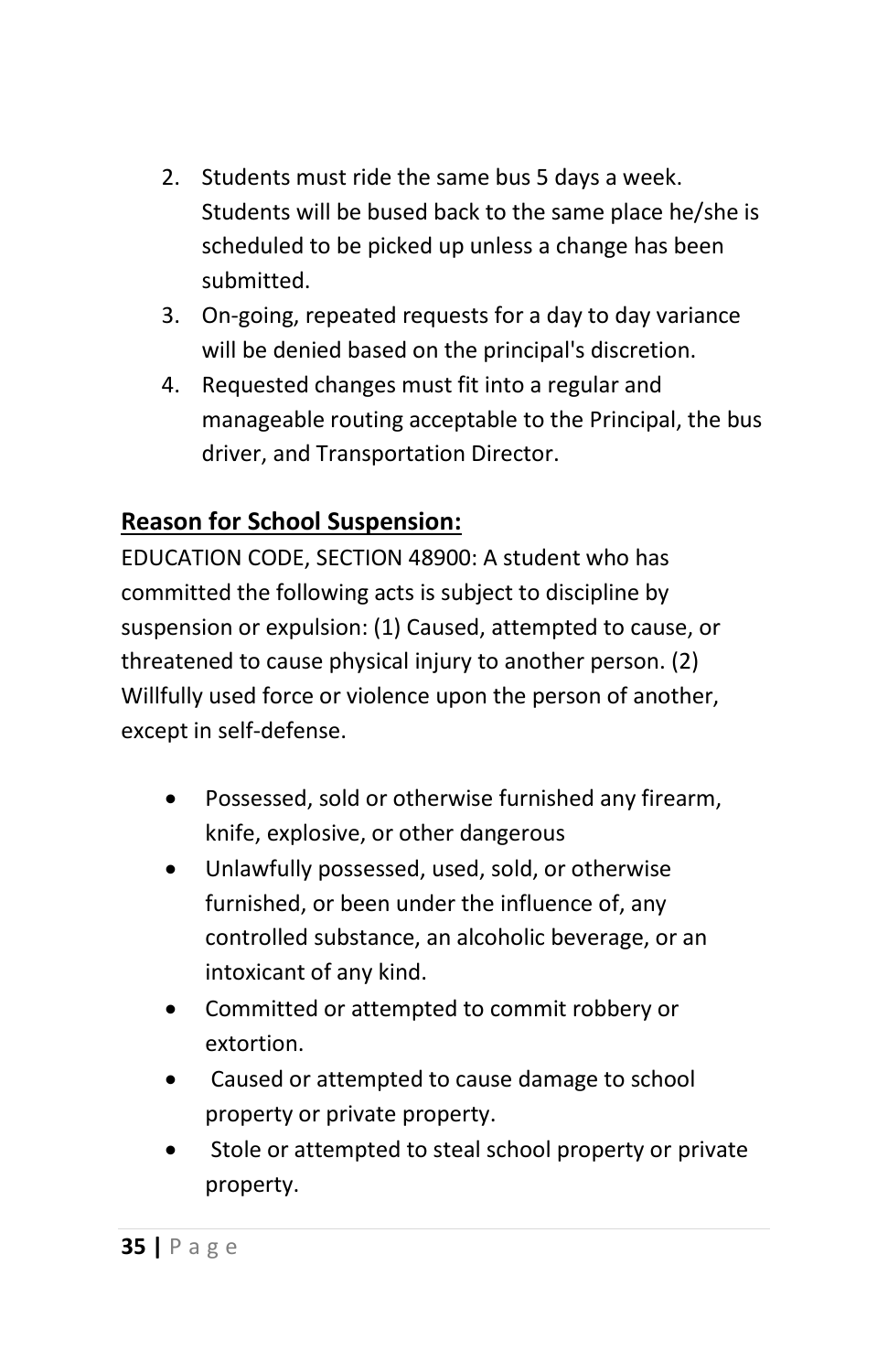2. Students must ride the same bus 5 days a week. Students will be bused back to the same place he/she is scheduled to be picked up unless a change has been submitted.
3. On-going, repeated requests for a day to day variance will be denied based on the principal's discretion.
4. Requested changes must fit into a regular and manageable routing acceptable to the Principal, the bus driver, and Transportation Director.

**Reason for School Suspension:**

EDUCATION CODE, SECTION 48900: A student who has committed the following acts is subject to discipline by suspension or expulsion: (1) Caused, attempted to cause, or threatened to cause physical injury to another person. (2) Willfully used force or violence upon the person of another, except in self-defense.

- Possessed, sold or otherwise furnished any firearm, knife, explosive, or other dangerous
- Unlawfully possessed, used, sold, or otherwise furnished, or been under the influence of, any controlled substance, an alcoholic beverage, or an intoxicant of any kind.
- Committed or attempted to commit robbery or extortion.
- Caused or attempted to cause damage to school property or private property.
- Stole or attempted to steal school property or private property.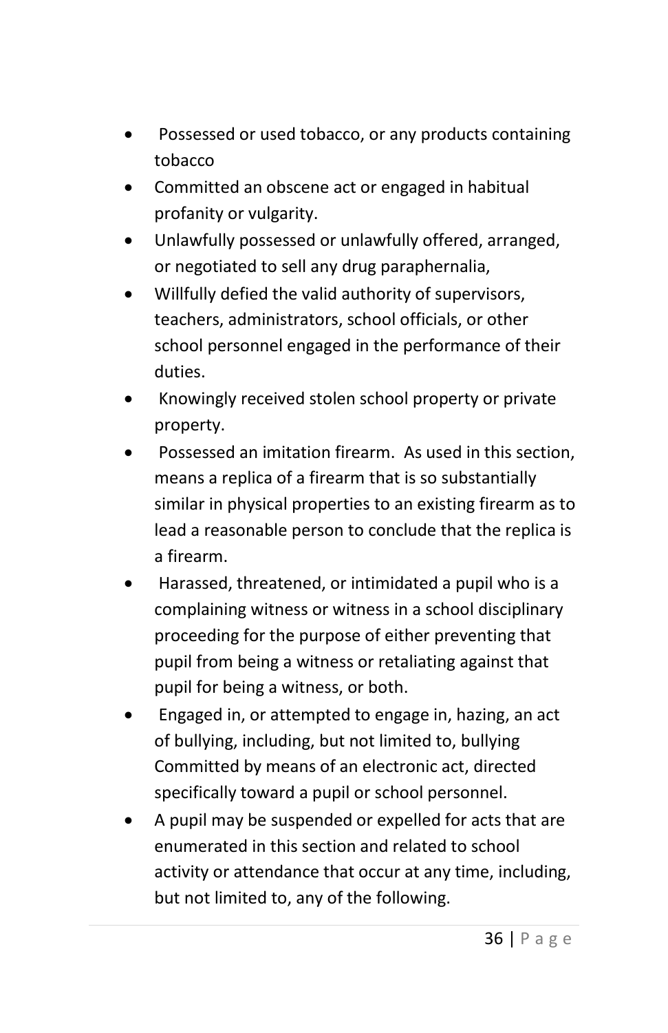- Possessed or used tobacco, or any products containing tobacco
- Committed an obscene act or engaged in habitual profanity or vulgarity.
- Unlawfully possessed or unlawfully offered, arranged, or negotiated to sell any drug paraphernalia,
- Willfully defied the valid authority of supervisors, teachers, administrators, school officials, or other school personnel engaged in the performance of their duties.
- Knowingly received stolen school property or private property.
- Possessed an imitation firearm. As used in this section, means a replica of a firearm that is so substantially similar in physical properties to an existing firearm as to lead a reasonable person to conclude that the replica is a firearm.
- Harassed, threatened, or intimidated a pupil who is a complaining witness or witness in a school disciplinary proceeding for the purpose of either preventing that pupil from being a witness or retaliating against that pupil for being a witness, or both.
- Engaged in, or attempted to engage in, hazing, an act of bullying, including, but not limited to, bullying Committed by means of an electronic act, directed specifically toward a pupil or school personnel.
- A pupil may be suspended or expelled for acts that are enumerated in this section and related to school activity or attendance that occur at any time, including, but not limited to, any of the following.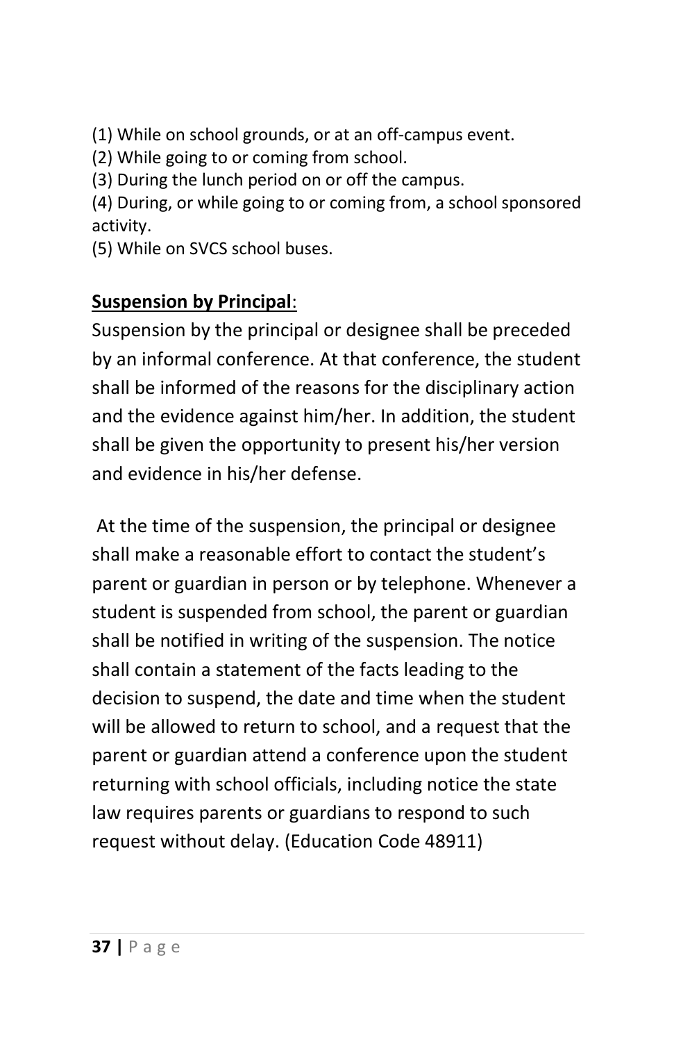(1) While on school grounds, or at an off-campus event.
(2) While going to or coming from school.
(3) During the lunch period on or off the campus.
(4) During, or while going to or coming from, a school sponsored activity.
(5) While on SVCS school buses.

**Suspension by Principal**:
Suspension by the principal or designee shall be preceded by an informal conference. At that conference, the student shall be informed of the reasons for the disciplinary action and the evidence against him/her. In addition, the student shall be given the opportunity to present his/her version and evidence in his/her defense.

At the time of the suspension, the principal or designee shall make a reasonable effort to contact the student's parent or guardian in person or by telephone. Whenever a student is suspended from school, the parent or guardian shall be notified in writing of the suspension. The notice shall contain a statement of the facts leading to the decision to suspend, the date and time when the student will be allowed to return to school, and a request that the parent or guardian attend a conference upon the student returning with school officials, including notice the state law requires parents or guardians to respond to such request without delay. (Education Code 48911)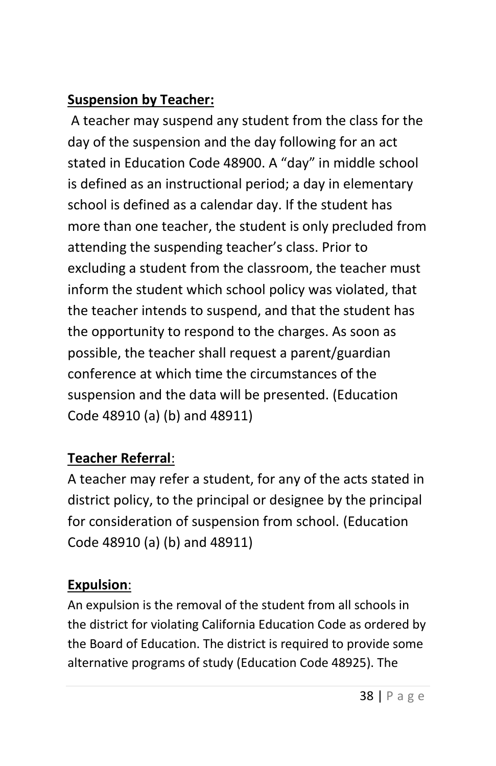**Suspension by Teacher:**

A teacher may suspend any student from the class for the day of the suspension and the day following for an act stated in Education Code 48900. A "day" in middle school is defined as an instructional period; a day in elementary school is defined as a calendar day. If the student has more than one teacher, the student is only precluded from attending the suspending teacher's class. Prior to excluding a student from the classroom, the teacher must inform the student which school policy was violated, that the teacher intends to suspend, and that the student has the opportunity to respond to the charges. As soon as possible, the teacher shall request a parent/guardian conference at which time the circumstances of the suspension and the data will be presented. (Education Code 48910 (a) (b) and 48911)

**Teacher Referral**:

A teacher may refer a student, for any of the acts stated in district policy, to the principal or designee by the principal for consideration of suspension from school. (Education Code 48910 (a) (b) and 48911)

**Expulsion**:

An expulsion is the removal of the student from all schools in the district for violating California Education Code as ordered by the Board of Education. The district is required to provide some alternative programs of study (Education Code 48925). The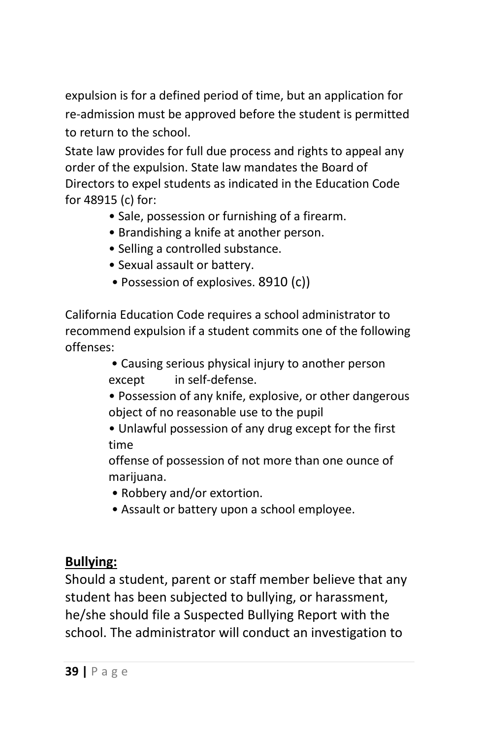expulsion is for a defined period of time, but an application for re-admission must be approved before the student is permitted to return to the school.

State law provides for full due process and rights to appeal any order of the expulsion. State law mandates the Board of Directors to expel students as indicated in the Education Code for 48915 (c) for:

- Sale, possession or furnishing of a firearm.
- Brandishing a knife at another person.
- Selling a controlled substance.
- Sexual assault or battery.
- Possession of explosives. 8910 (c))

California Education Code requires a school administrator to recommend expulsion if a student commits one of the following offenses:

- Causing serious physical injury to another person except in self-defense.
- Possession of any knife, explosive, or other dangerous object of no reasonable use to the pupil
- Unlawful possession of any drug except for the first time offense of possession of not more than one ounce of marijuana.
- Robbery and/or extortion.
- Assault or battery upon a school employee.

**Bullying:**

Should a student, parent or staff member believe that any student has been subjected to bullying, or harassment, he/she should file a Suspected Bullying Report with the school. The administrator will conduct an investigation to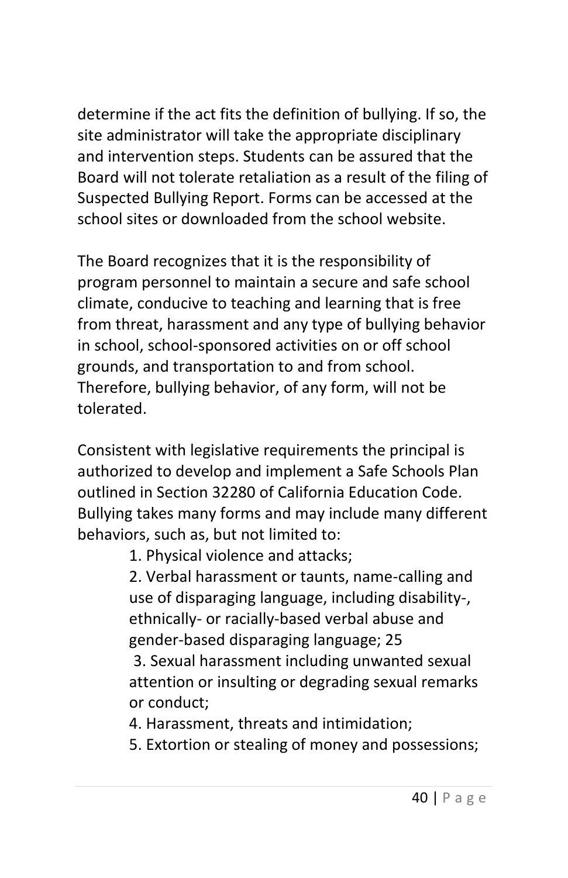determine if the act fits the definition of bullying. If so, the site administrator will take the appropriate disciplinary and intervention steps. Students can be assured that the Board will not tolerate retaliation as a result of the filing of Suspected Bullying Report. Forms can be accessed at the school sites or downloaded from the school website.

The Board recognizes that it is the responsibility of program personnel to maintain a secure and safe school climate, conducive to teaching and learning that is free from threat, harassment and any type of bullying behavior in school, school-sponsored activities on or off school grounds, and transportation to and from school. Therefore, bullying behavior, of any form, will not be tolerated.

Consistent with legislative requirements the principal is authorized to develop and implement a Safe Schools Plan outlined in Section 32280 of California Education Code. Bullying takes many forms and may include many different behaviors, such as, but not limited to:

1. Physical violence and attacks;
2. Verbal harassment or taunts, name-calling and use of disparaging language, including disability-, ethnically- or racially-based verbal abuse and gender-based disparaging language; 25
3. Sexual harassment including unwanted sexual attention or insulting or degrading sexual remarks or conduct;
4. Harassment, threats and intimidation;
5. Extortion or stealing of money and possessions;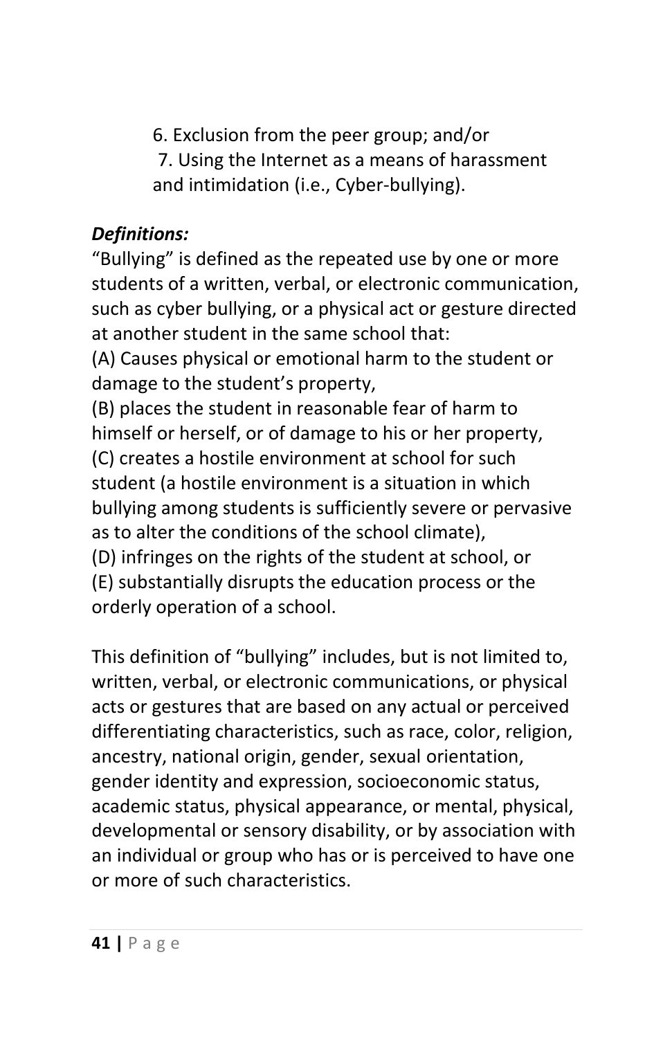6. Exclusion from the peer group; and/or
7. Using the Internet as a means of harassment and intimidation (i.e., Cyber-bullying).

***Definitions:***

"Bullying" is defined as the repeated use by one or more students of a written, verbal, or electronic communication, such as cyber bullying, or a physical act or gesture directed at another student in the same school that:

(A) Causes physical or emotional harm to the student or damage to the student's property,

(B) places the student in reasonable fear of harm to himself or herself, or of damage to his or her property,

(C) creates a hostile environment at school for such student (a hostile environment is a situation in which bullying among students is sufficiently severe or pervasive as to alter the conditions of the school climate),

(D) infringes on the rights of the student at school, or

(E) substantially disrupts the education process or the orderly operation of a school.

This definition of "bullying" includes, but is not limited to, written, verbal, or electronic communications, or physical acts or gestures that are based on any actual or perceived differentiating characteristics, such as race, color, religion, ancestry, national origin, gender, sexual orientation, gender identity and expression, socioeconomic status, academic status, physical appearance, or mental, physical, developmental or sensory disability, or by association with an individual or group who has or is perceived to have one or more of such characteristics.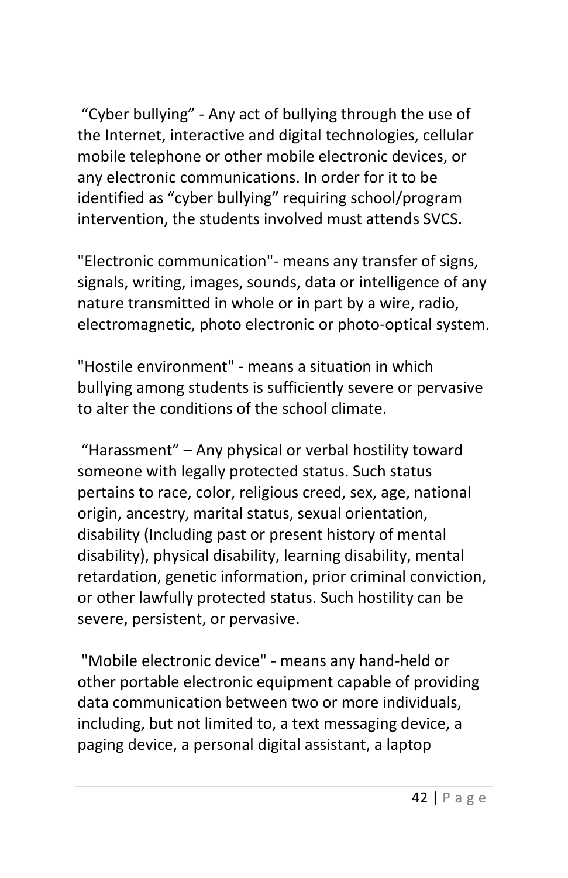"Cyber bullying" - Any act of bullying through the use of the Internet, interactive and digital technologies, cellular mobile telephone or other mobile electronic devices, or any electronic communications. In order for it to be identified as "cyber bullying" requiring school/program intervention, the students involved must attends SVCS.

"Electronic communication"- means any transfer of signs, signals, writing, images, sounds, data or intelligence of any nature transmitted in whole or in part by a wire, radio, electromagnetic, photo electronic or photo-optical system.

"Hostile environment" - means a situation in which bullying among students is sufficiently severe or pervasive to alter the conditions of the school climate.

"Harassment" – Any physical or verbal hostility toward someone with legally protected status. Such status pertains to race, color, religious creed, sex, age, national origin, ancestry, marital status, sexual orientation, disability (Including past or present history of mental disability), physical disability, learning disability, mental retardation, genetic information, prior criminal conviction, or other lawfully protected status. Such hostility can be severe, persistent, or pervasive.

"Mobile electronic device" - means any hand-held or other portable electronic equipment capable of providing data communication between two or more individuals, including, but not limited to, a text messaging device, a paging device, a personal digital assistant, a laptop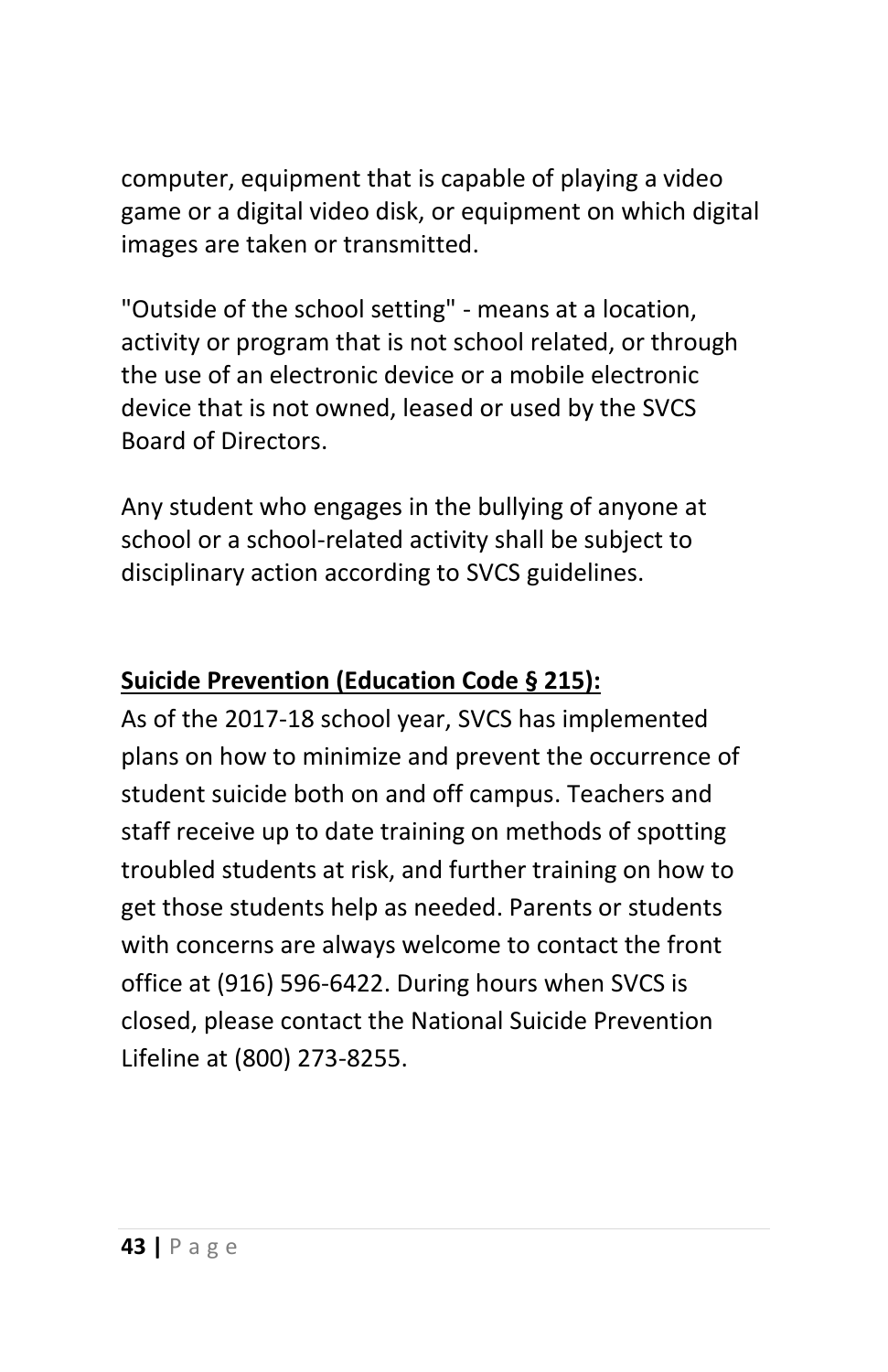computer, equipment that is capable of playing a video game or a digital video disk, or equipment on which digital images are taken or transmitted.

"Outside of the school setting" - means at a location, activity or program that is not school related, or through the use of an electronic device or a mobile electronic device that is not owned, leased or used by the SVCS Board of Directors.

Any student who engages in the bullying of anyone at school or a school-related activity shall be subject to disciplinary action according to SVCS guidelines.

**Suicide Prevention (Education Code § 215):**

As of the 2017-18 school year, SVCS has implemented plans on how to minimize and prevent the occurrence of student suicide both on and off campus. Teachers and staff receive up to date training on methods of spotting troubled students at risk, and further training on how to get those students help as needed. Parents or students with concerns are always welcome to contact the front office at (916) 596-6422. During hours when SVCS is closed, please contact the National Suicide Prevention Lifeline at (800) 273-8255.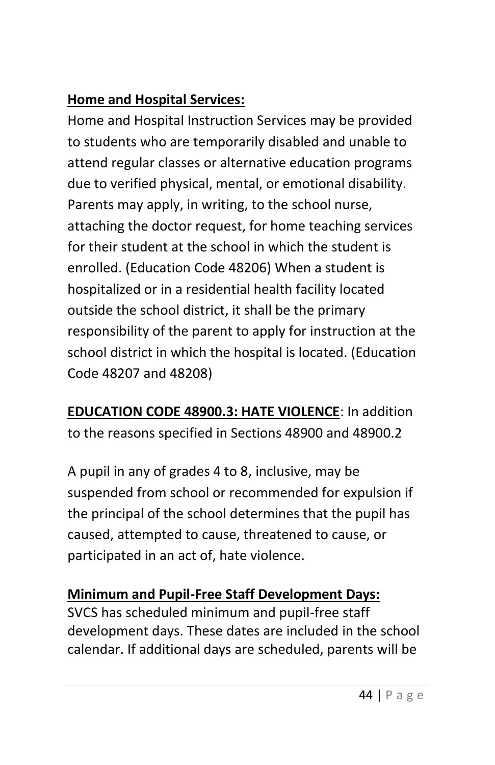**Home and Hospital Services:**

Home and Hospital Instruction Services may be provided to students who are temporarily disabled and unable to attend regular classes or alternative education programs due to verified physical, mental, or emotional disability. Parents may apply, in writing, to the school nurse, attaching the doctor request, for home teaching services for their student at the school in which the student is enrolled. (Education Code 48206) When a student is hospitalized or in a residential health facility located outside the school district, it shall be the primary responsibility of the parent to apply for instruction at the school district in which the hospital is located. (Education Code 48207 and 48208)

**EDUCATION CODE 48900.3: HATE VIOLENCE**: In addition to the reasons specified in Sections 48900 and 48900.2

A pupil in any of grades 4 to 8, inclusive, may be suspended from school or recommended for expulsion if the principal of the school determines that the pupil has caused, attempted to cause, threatened to cause, or participated in an act of, hate violence.

**Minimum and Pupil-Free Staff Development Days:**

SVCS has scheduled minimum and pupil-free staff development days. These dates are included in the school calendar. If additional days are scheduled, parents will be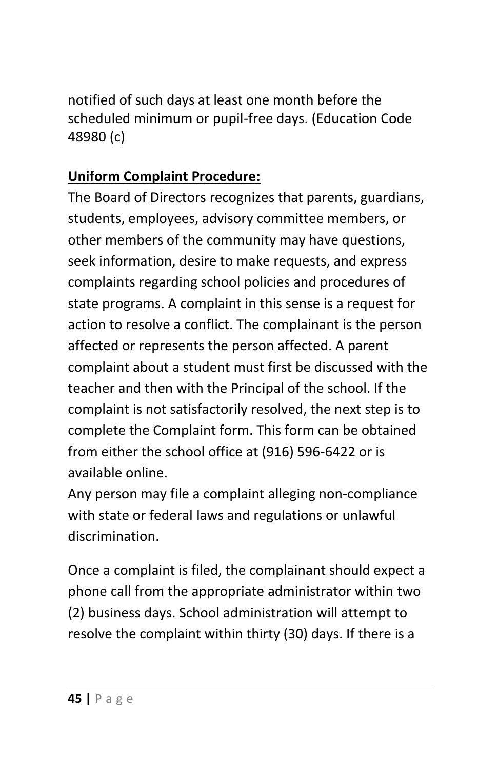notified of such days at least one month before the scheduled minimum or pupil-free days. (Education Code 48980 (c)

**Uniform Complaint Procedure:**

The Board of Directors recognizes that parents, guardians, students, employees, advisory committee members, or other members of the community may have questions, seek information, desire to make requests, and express complaints regarding school policies and procedures of state programs. A complaint in this sense is a request for action to resolve a conflict. The complainant is the person affected or represents the person affected. A parent complaint about a student must first be discussed with the teacher and then with the Principal of the school. If the complaint is not satisfactorily resolved, the next step is to complete the Complaint form. This form can be obtained from either the school office at (916) 596-6422 or is available online.

Any person may file a complaint alleging non-compliance with state or federal laws and regulations or unlawful discrimination.

Once a complaint is filed, the complainant should expect a phone call from the appropriate administrator within two (2) business days. School administration will attempt to resolve the complaint within thirty (30) days. If there is a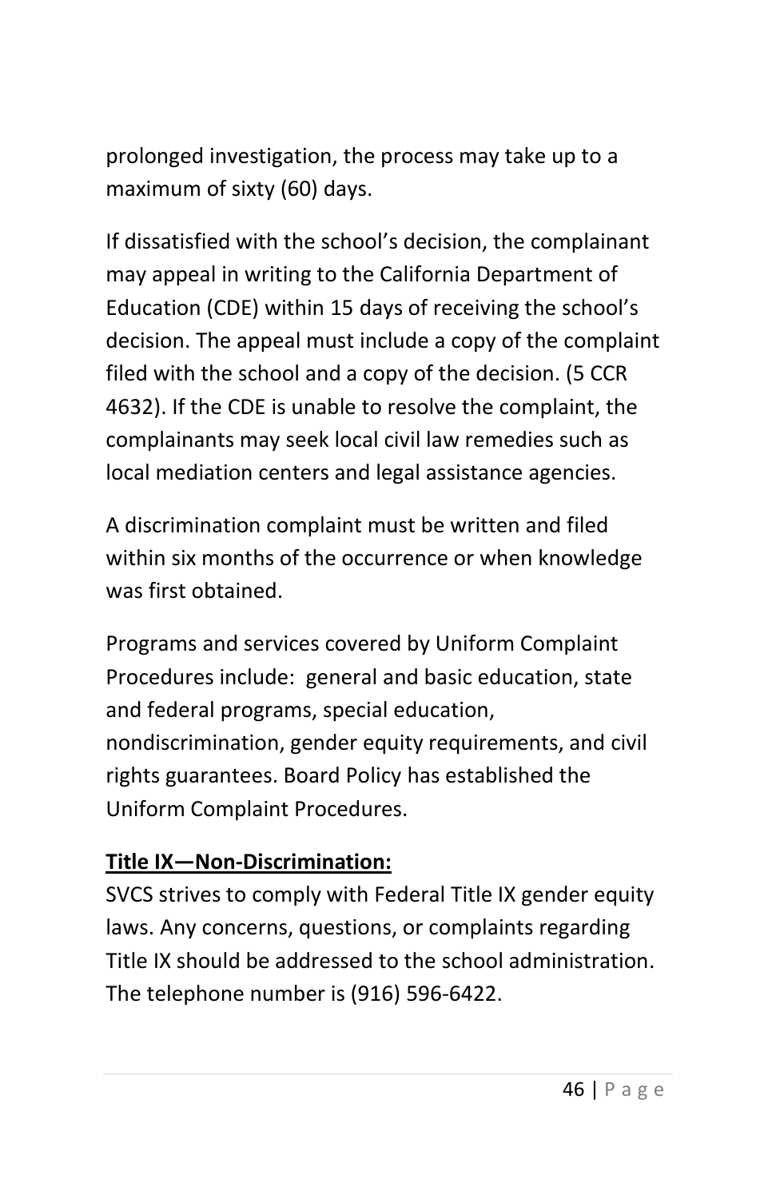prolonged investigation, the process may take up to a maximum of sixty (60) days.

If dissatisfied with the school's decision, the complainant may appeal in writing to the California Department of Education (CDE) within 15 days of receiving the school's decision. The appeal must include a copy of the complaint filed with the school and a copy of the decision. (5 CCR 4632). If the CDE is unable to resolve the complaint, the complainants may seek local civil law remedies such as local mediation centers and legal assistance agencies.

A discrimination complaint must be written and filed within six months of the occurrence or when knowledge was first obtained.

Programs and services covered by Uniform Complaint Procedures include: general and basic education, state and federal programs, special education, nondiscrimination, gender equity requirements, and civil rights guarantees. Board Policy has established the Uniform Complaint Procedures.

**Title IX—Non-Discrimination:**

SVCS strives to comply with Federal Title IX gender equity laws. Any concerns, questions, or complaints regarding Title IX should be addressed to the school administration. The telephone number is (916) 596-6422.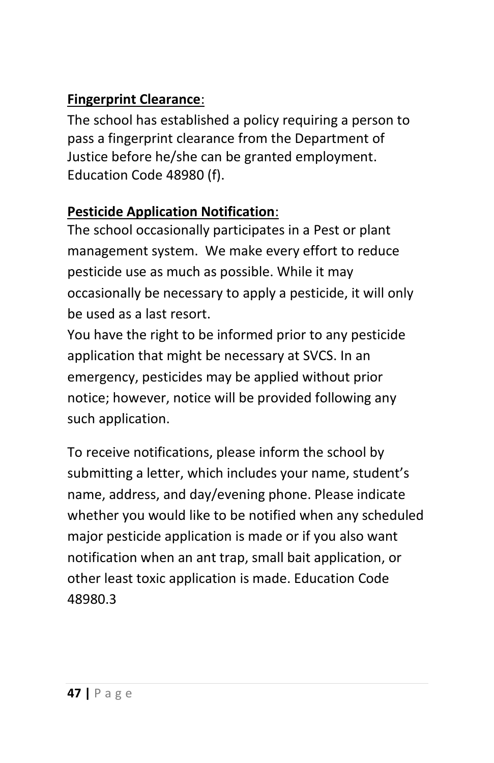**Fingerprint Clearance**:

The school has established a policy requiring a person to pass a fingerprint clearance from the Department of Justice before he/she can be granted employment. Education Code 48980 (f).

**Pesticide Application Notification**:

The school occasionally participates in a Pest or plant management system. We make every effort to reduce pesticide use as much as possible. While it may occasionally be necessary to apply a pesticide, it will only be used as a last resort.

You have the right to be informed prior to any pesticide application that might be necessary at SVCS. In an emergency, pesticides may be applied without prior notice; however, notice will be provided following any such application.

To receive notifications, please inform the school by submitting a letter, which includes your name, student's name, address, and day/evening phone. Please indicate whether you would like to be notified when any scheduled major pesticide application is made or if you also want notification when an ant trap, small bait application, or other least toxic application is made. Education Code 48980.3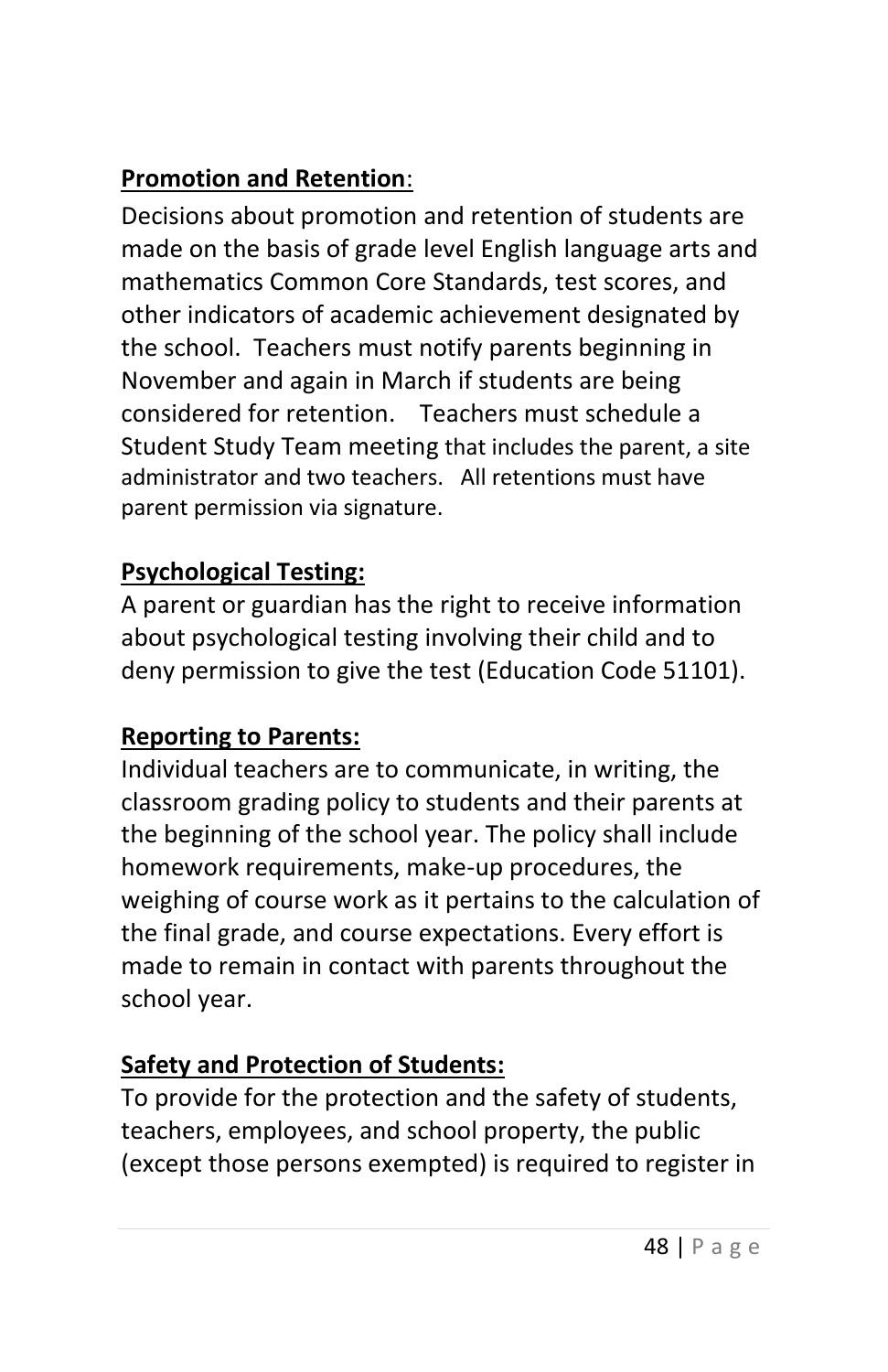**Promotion and Retention**:

Decisions about promotion and retention of students are made on the basis of grade level English language arts and mathematics Common Core Standards, test scores, and other indicators of academic achievement designated by the school. Teachers must notify parents beginning in November and again in March if students are being considered for retention. Teachers must schedule a Student Study Team meeting that includes the parent, a site administrator and two teachers. All retentions must have parent permission via signature.

**Psychological Testing:**

A parent or guardian has the right to receive information about psychological testing involving their child and to deny permission to give the test (Education Code 51101).

**Reporting to Parents:**

Individual teachers are to communicate, in writing, the classroom grading policy to students and their parents at the beginning of the school year. The policy shall include homework requirements, make-up procedures, the weighing of course work as it pertains to the calculation of the final grade, and course expectations. Every effort is made to remain in contact with parents throughout the school year.

**Safety and Protection of Students:**

To provide for the protection and the safety of students, teachers, employees, and school property, the public (except those persons exempted) is required to register in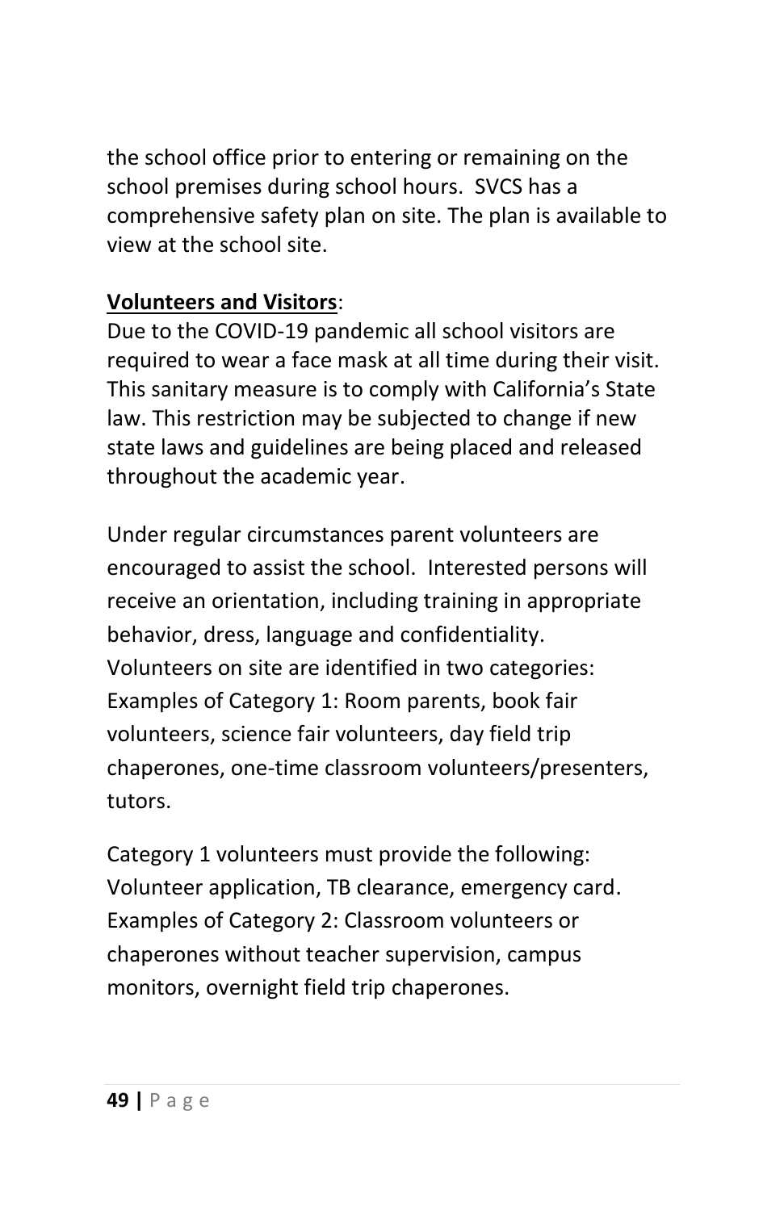the school office prior to entering or remaining on the school premises during school hours. SVCS has a comprehensive safety plan on site. The plan is available to view at the school site.

**Volunteers and Visitors**:
Due to the COVID-19 pandemic all school visitors are required to wear a face mask at all time during their visit. This sanitary measure is to comply with California's State law. This restriction may be subjected to change if new state laws and guidelines are being placed and released throughout the academic year.

Under regular circumstances parent volunteers are encouraged to assist the school. Interested persons will receive an orientation, including training in appropriate behavior, dress, language and confidentiality.
Volunteers on site are identified in two categories:
Examples of Category 1: Room parents, book fair volunteers, science fair volunteers, day field trip chaperones, one-time classroom volunteers/presenters, tutors.

Category 1 volunteers must provide the following: Volunteer application, TB clearance, emergency card.
Examples of Category 2: Classroom volunteers or chaperones without teacher supervision, campus monitors, overnight field trip chaperones.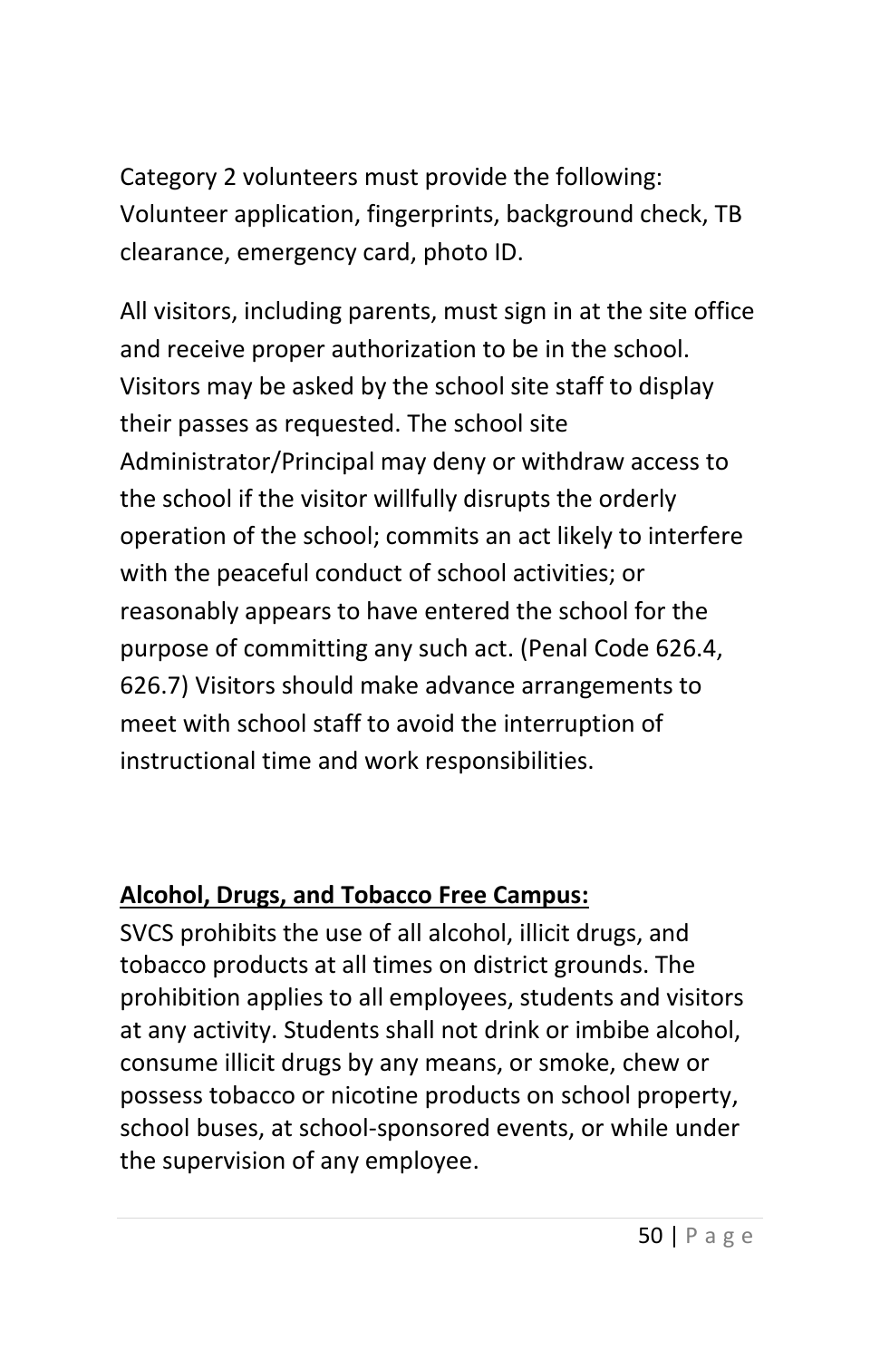Category 2 volunteers must provide the following: Volunteer application, fingerprints, background check, TB clearance, emergency card, photo ID.

All visitors, including parents, must sign in at the site office and receive proper authorization to be in the school. Visitors may be asked by the school site staff to display their passes as requested. The school site Administrator/Principal may deny or withdraw access to the school if the visitor willfully disrupts the orderly operation of the school; commits an act likely to interfere with the peaceful conduct of school activities; or reasonably appears to have entered the school for the purpose of committing any such act. (Penal Code 626.4, 626.7) Visitors should make advance arrangements to meet with school staff to avoid the interruption of instructional time and work responsibilities.

**Alcohol, Drugs, and Tobacco Free Campus:**

SVCS prohibits the use of all alcohol, illicit drugs, and tobacco products at all times on district grounds. The prohibition applies to all employees, students and visitors at any activity. Students shall not drink or imbibe alcohol, consume illicit drugs by any means, or smoke, chew or possess tobacco or nicotine products on school property, school buses, at school-sponsored events, or while under the supervision of any employee.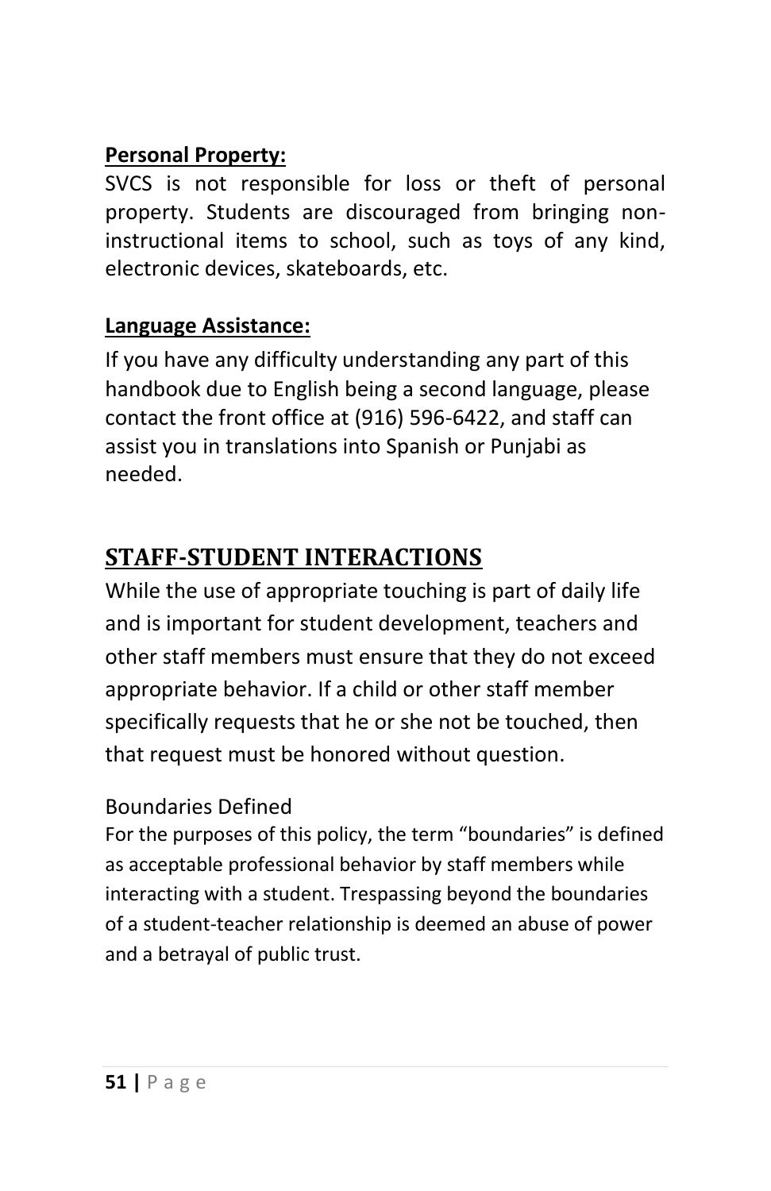**Personal Property:**

SVCS is not responsible for loss or theft of personal property. Students are discouraged from bringing non-instructional items to school, such as toys of any kind, electronic devices, skateboards, etc.

**Language Assistance:**

If you have any difficulty understanding any part of this handbook due to English being a second language, please contact the front office at (916) 596-6422, and staff can assist you in translations into Spanish or Punjabi as needed.

## STAFF-STUDENT INTERACTIONS

While the use of appropriate touching is part of daily life and is important for student development, teachers and other staff members must ensure that they do not exceed appropriate behavior. If a child or other staff member specifically requests that he or she not be touched, then that request must be honored without question.

### Boundaries Defined

For the purposes of this policy, the term "boundaries" is defined as acceptable professional behavior by staff members while interacting with a student. Trespassing beyond the boundaries of a student-teacher relationship is deemed an abuse of power and a betrayal of public trust.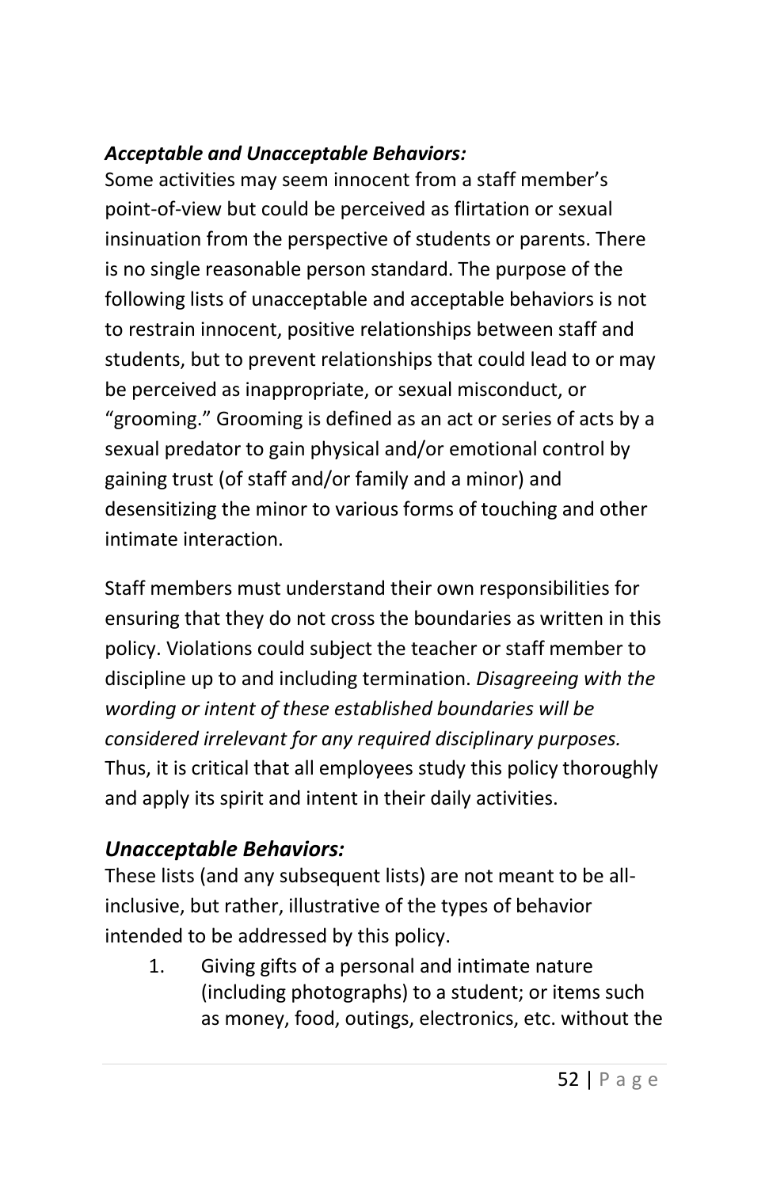***Acceptable and Unacceptable Behaviors:***

Some activities may seem innocent from a staff member's point-of-view but could be perceived as flirtation or sexual insinuation from the perspective of students or parents. There is no single reasonable person standard. The purpose of the following lists of unacceptable and acceptable behaviors is not to restrain innocent, positive relationships between staff and students, but to prevent relationships that could lead to or may be perceived as inappropriate, or sexual misconduct, or "grooming." Grooming is defined as an act or series of acts by a sexual predator to gain physical and/or emotional control by gaining trust (of staff and/or family and a minor) and desensitizing the minor to various forms of touching and other intimate interaction.

Staff members must understand their own responsibilities for ensuring that they do not cross the boundaries as written in this policy. Violations could subject the teacher or staff member to discipline up to and including termination. *Disagreeing with the wording or intent of these established boundaries will be considered irrelevant for any required disciplinary purposes.* Thus, it is critical that all employees study this policy thoroughly and apply its spirit and intent in their daily activities.

## *Unacceptable Behaviors:*

These lists (and any subsequent lists) are not meant to be all-inclusive, but rather, illustrative of the types of behavior intended to be addressed by this policy.

1. Giving gifts of a personal and intimate nature (including photographs) to a student; or items such as money, food, outings, electronics, etc. without the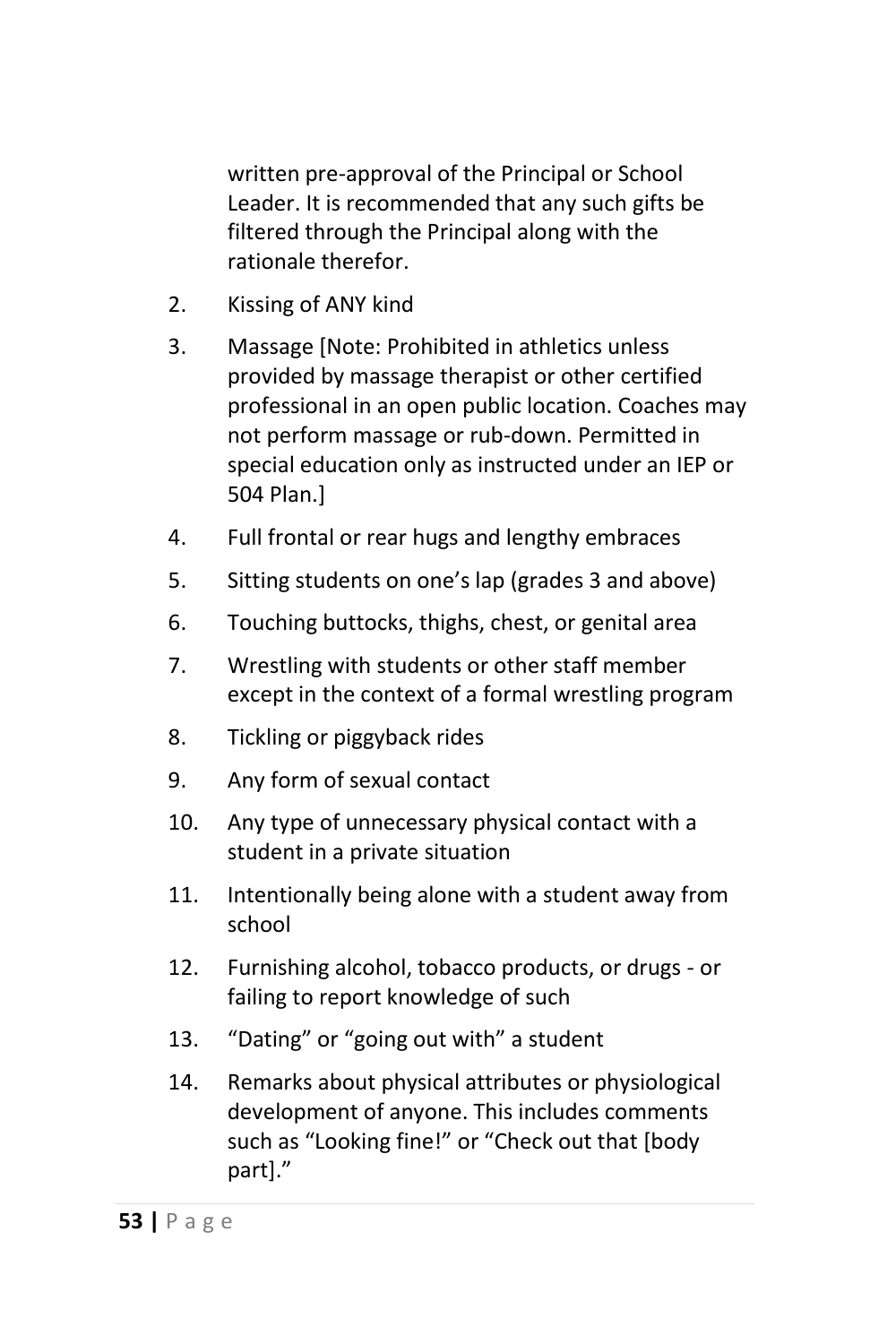written pre-approval of the Principal or School Leader. It is recommended that any such gifts be filtered through the Principal along with the rationale therefor.

2. Kissing of ANY kind
3. Massage [Note: Prohibited in athletics unless provided by massage therapist or other certified professional in an open public location. Coaches may not perform massage or rub-down. Permitted in special education only as instructed under an IEP or 504 Plan.]
4. Full frontal or rear hugs and lengthy embraces
5. Sitting students on one's lap (grades 3 and above)
6. Touching buttocks, thighs, chest, or genital area
7. Wrestling with students or other staff member except in the context of a formal wrestling program
8. Tickling or piggyback rides
9. Any form of sexual contact
10. Any type of unnecessary physical contact with a student in a private situation
11. Intentionally being alone with a student away from school
12. Furnishing alcohol, tobacco products, or drugs - or failing to report knowledge of such
13. "Dating" or "going out with" a student
14. Remarks about physical attributes or physiological development of anyone. This includes comments such as "Looking fine!" or "Check out that [body part]."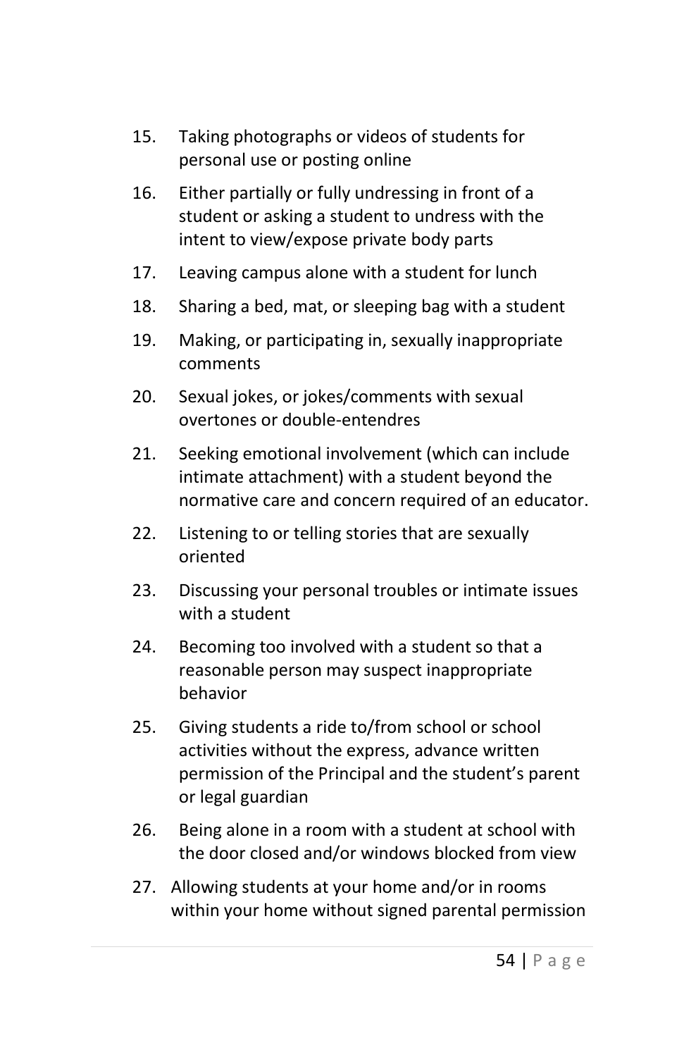15. Taking photographs or videos of students for personal use or posting online
16. Either partially or fully undressing in front of a student or asking a student to undress with the intent to view/expose private body parts
17. Leaving campus alone with a student for lunch
18. Sharing a bed, mat, or sleeping bag with a student
19. Making, or participating in, sexually inappropriate comments
20. Sexual jokes, or jokes/comments with sexual overtones or double-entendres
21. Seeking emotional involvement (which can include intimate attachment) with a student beyond the normative care and concern required of an educator.
22. Listening to or telling stories that are sexually oriented
23. Discussing your personal troubles or intimate issues with a student
24. Becoming too involved with a student so that a reasonable person may suspect inappropriate behavior
25. Giving students a ride to/from school or school activities without the express, advance written permission of the Principal and the student's parent or legal guardian
26. Being alone in a room with a student at school with the door closed and/or windows blocked from view
27. Allowing students at your home and/or in rooms within your home without signed parental permission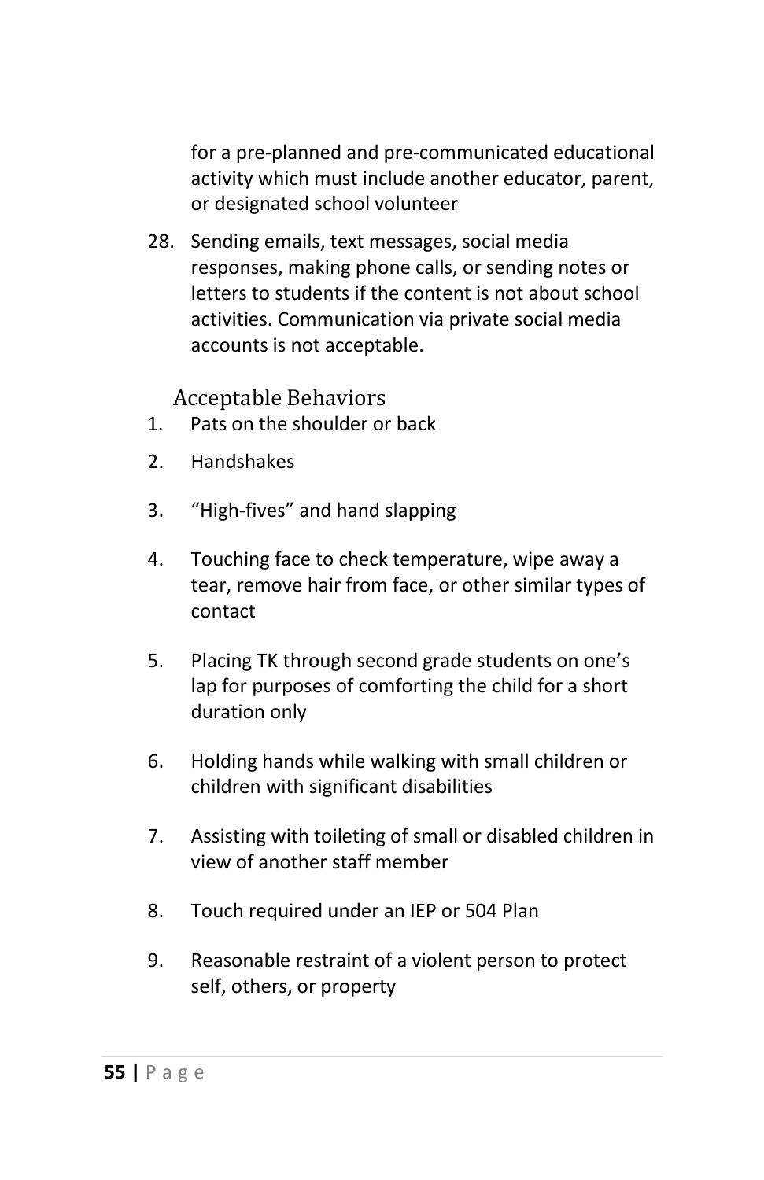for a pre-planned and pre-communicated educational activity which must include another educator, parent, or designated school volunteer

28. Sending emails, text messages, social media responses, making phone calls, or sending notes or letters to students if the content is not about school activities. Communication via private social media accounts is not acceptable.

### Acceptable Behaviors

1. Pats on the shoulder or back
2. Handshakes
3. “High-fives” and hand slapping
4. Touching face to check temperature, wipe away a tear, remove hair from face, or other similar types of contact
5. Placing TK through second grade students on one’s lap for purposes of comforting the child for a short duration only
6. Holding hands while walking with small children or children with significant disabilities
7. Assisting with toileting of small or disabled children in view of another staff member
8. Touch required under an IEP or 504 Plan
9. Reasonable restraint of a violent person to protect self, others, or property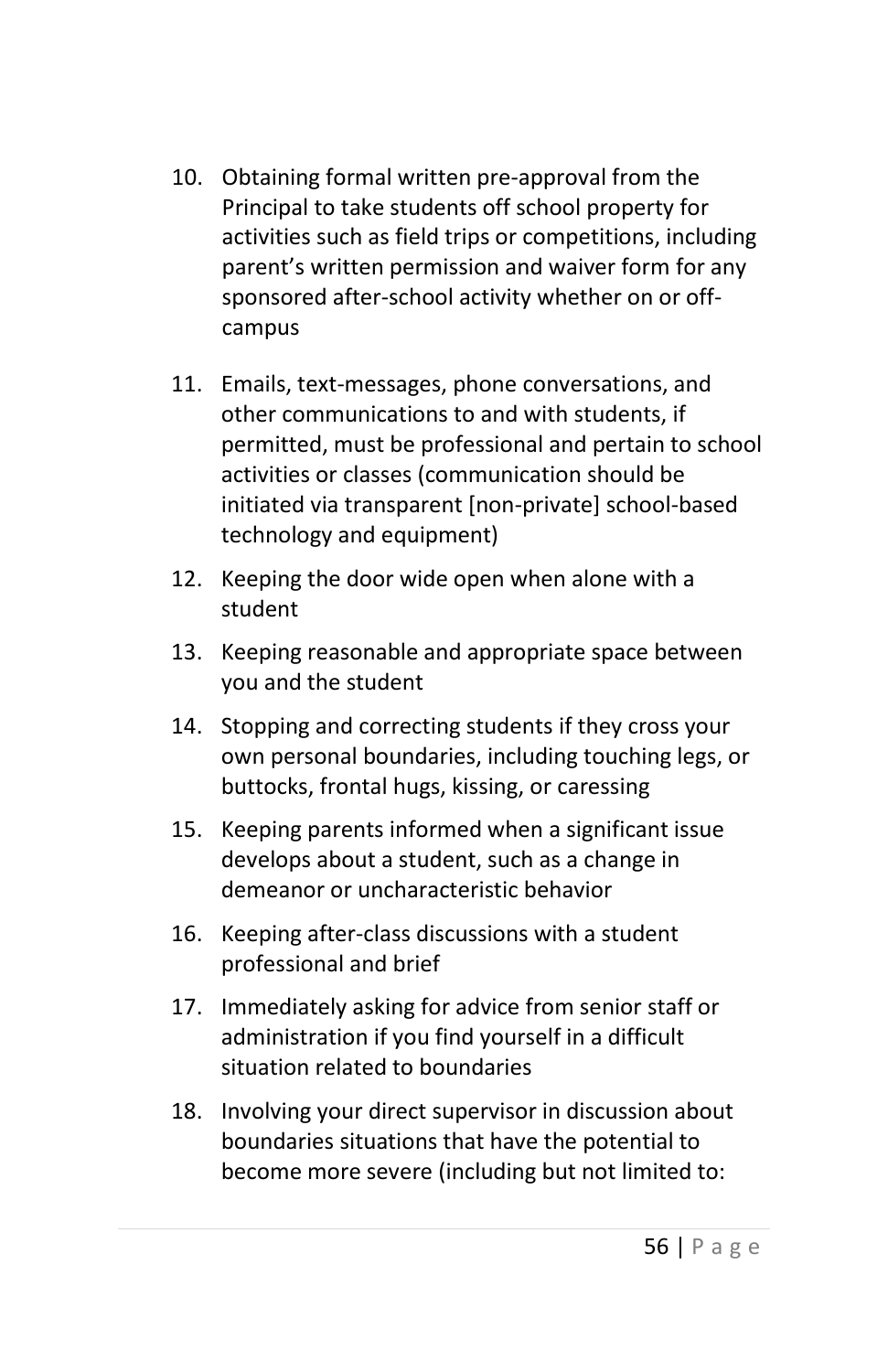10. Obtaining formal written pre-approval from the Principal to take students off school property for activities such as field trips or competitions, including parent's written permission and waiver form for any sponsored after-school activity whether on or off-campus

11. Emails, text-messages, phone conversations, and other communications to and with students, if permitted, must be professional and pertain to school activities or classes (communication should be initiated via transparent [non-private] school-based technology and equipment)

12. Keeping the door wide open when alone with a student

13. Keeping reasonable and appropriate space between you and the student

14. Stopping and correcting students if they cross your own personal boundaries, including touching legs, or buttocks, frontal hugs, kissing, or caressing

15. Keeping parents informed when a significant issue develops about a student, such as a change in demeanor or uncharacteristic behavior

16. Keeping after-class discussions with a student professional and brief

17. Immediately asking for advice from senior staff or administration if you find yourself in a difficult situation related to boundaries

18. Involving your direct supervisor in discussion about boundaries situations that have the potential to become more severe (including but not limited to: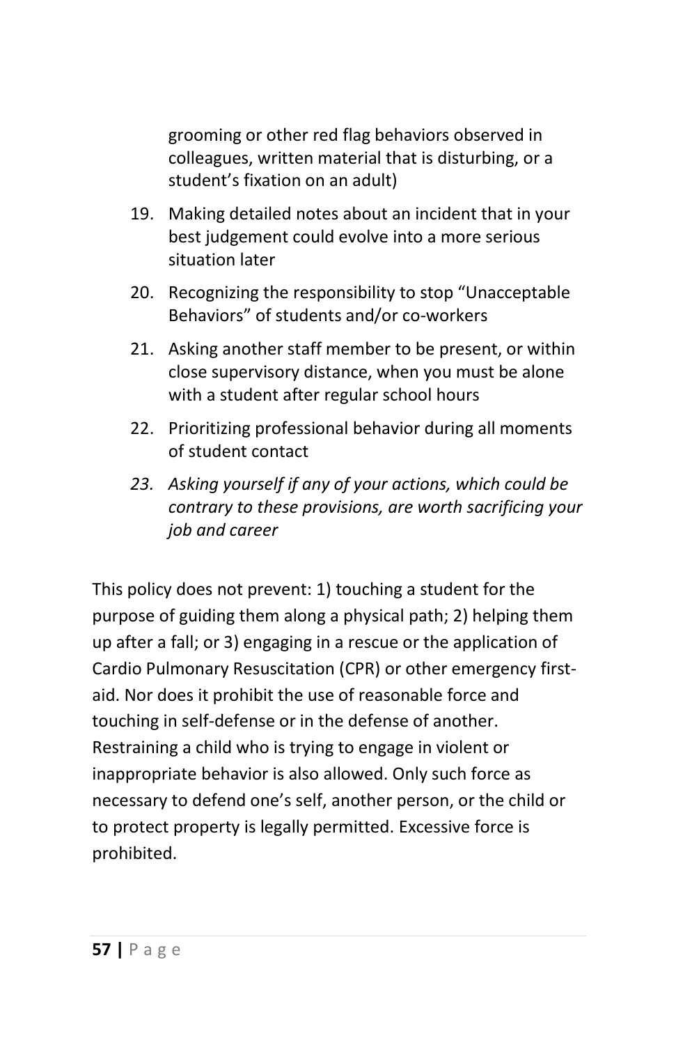grooming or other red flag behaviors observed in colleagues, written material that is disturbing, or a student's fixation on an adult)

19. Making detailed notes about an incident that in your best judgement could evolve into a more serious situation later
20. Recognizing the responsibility to stop "Unacceptable Behaviors" of students and/or co-workers
21. Asking another staff member to be present, or within close supervisory distance, when you must be alone with a student after regular school hours
22. Prioritizing professional behavior during all moments of student contact
23. *Asking yourself if any of your actions, which could be contrary to these provisions, are worth sacrificing your job and career*

This policy does not prevent: 1) touching a student for the purpose of guiding them along a physical path; 2) helping them up after a fall; or 3) engaging in a rescue or the application of Cardio Pulmonary Resuscitation (CPR) or other emergency first-aid. Nor does it prohibit the use of reasonable force and touching in self-defense or in the defense of another. Restraining a child who is trying to engage in violent or inappropriate behavior is also allowed. Only such force as necessary to defend one's self, another person, or the child or to protect property is legally permitted. Excessive force is prohibited.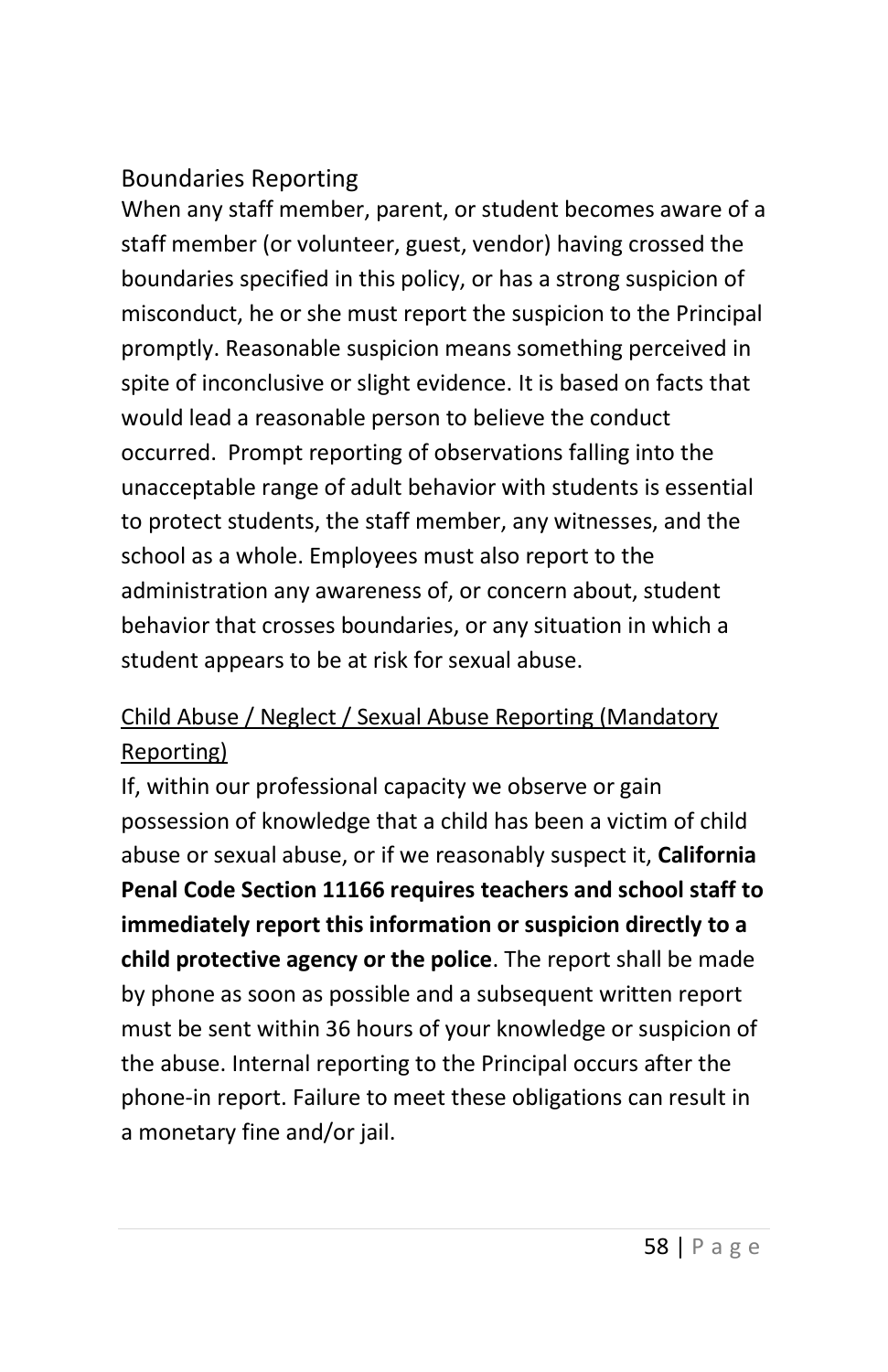## Boundaries Reporting

When any staff member, parent, or student becomes aware of a staff member (or volunteer, guest, vendor) having crossed the boundaries specified in this policy, or has a strong suspicion of misconduct, he or she must report the suspicion to the Principal promptly. Reasonable suspicion means something perceived in spite of inconclusive or slight evidence. It is based on facts that would lead a reasonable person to believe the conduct occurred. Prompt reporting of observations falling into the unacceptable range of adult behavior with students is essential to protect students, the staff member, any witnesses, and the school as a whole. Employees must also report to the administration any awareness of, or concern about, student behavior that crosses boundaries, or any situation in which a student appears to be at risk for sexual abuse.

<u>Child Abuse / Neglect / Sexual Abuse Reporting (Mandatory Reporting)</u>

If, within our professional capacity we observe or gain possession of knowledge that a child has been a victim of child abuse or sexual abuse, or if we reasonably suspect it, **California Penal Code Section 11166 requires teachers and school staff to immediately report this information or suspicion directly to a child protective agency or the police**. The report shall be made by phone as soon as possible and a subsequent written report must be sent within 36 hours of your knowledge or suspicion of the abuse. Internal reporting to the Principal occurs after the phone-in report. Failure to meet these obligations can result in a monetary fine and/or jail.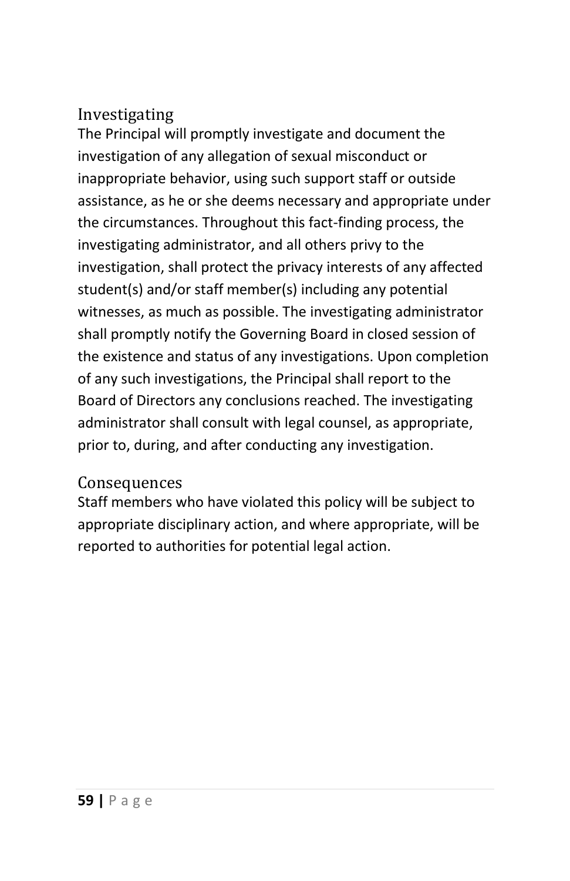## Investigating

The Principal will promptly investigate and document the investigation of any allegation of sexual misconduct or inappropriate behavior, using such support staff or outside assistance, as he or she deems necessary and appropriate under the circumstances. Throughout this fact-finding process, the investigating administrator, and all others privy to the investigation, shall protect the privacy interests of any affected student(s) and/or staff member(s) including any potential witnesses, as much as possible. The investigating administrator shall promptly notify the Governing Board in closed session of the existence and status of any investigations. Upon completion of any such investigations, the Principal shall report to the Board of Directors any conclusions reached. The investigating administrator shall consult with legal counsel, as appropriate, prior to, during, and after conducting any investigation.

## Consequences

Staff members who have violated this policy will be subject to appropriate disciplinary action, and where appropriate, will be reported to authorities for potential legal action.